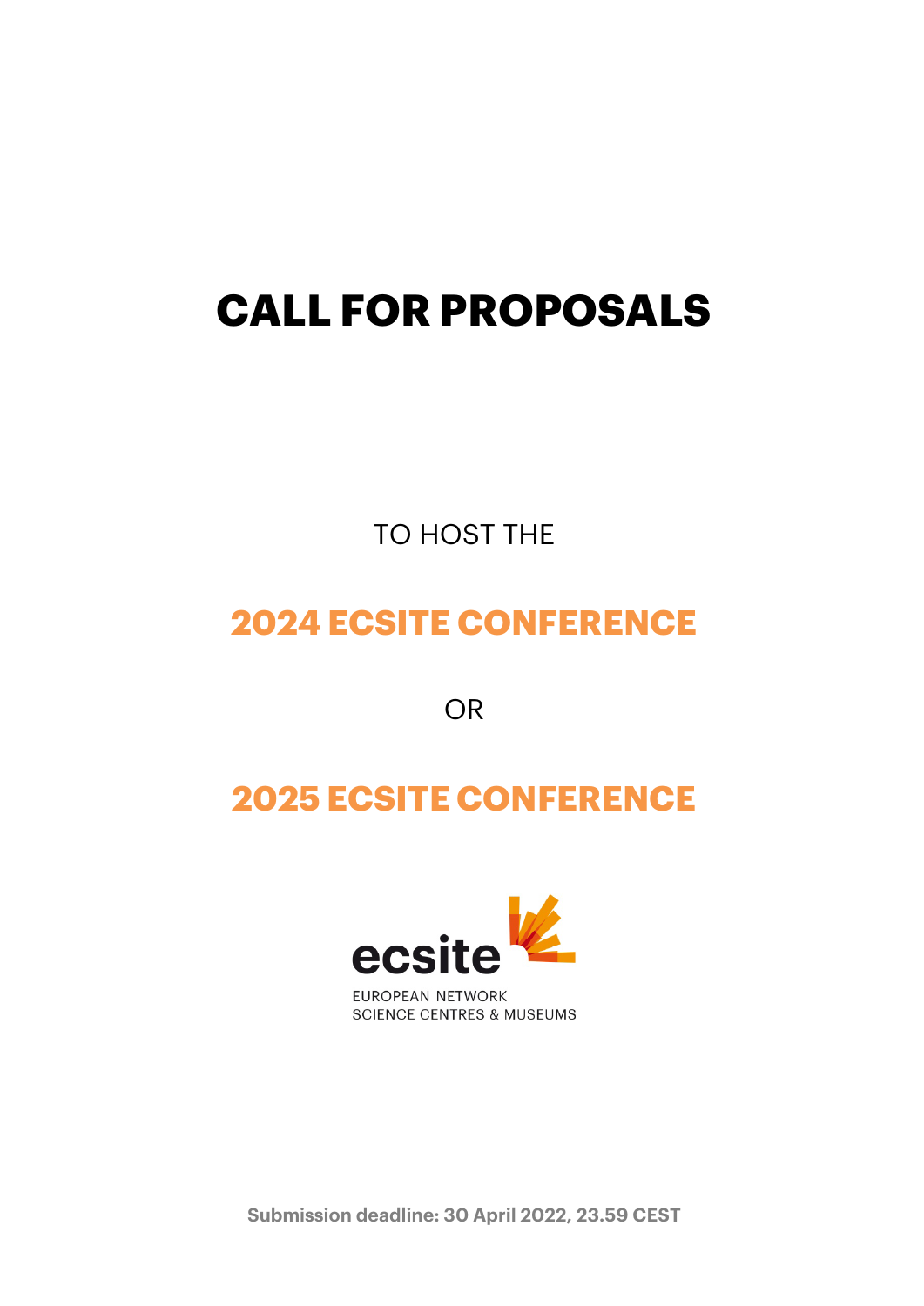# CALL FOR PROPOSALS

TO HOST THE

## 2024 ECSITE CONFERENCE

OR

## 2025 ECSITE CONFERENCE

ecsite

EUROPEAN NETWORK
SCIENCE CENTRES & MUSEUMS

**Submission deadline: 30 April 2022, 23.59 CEST**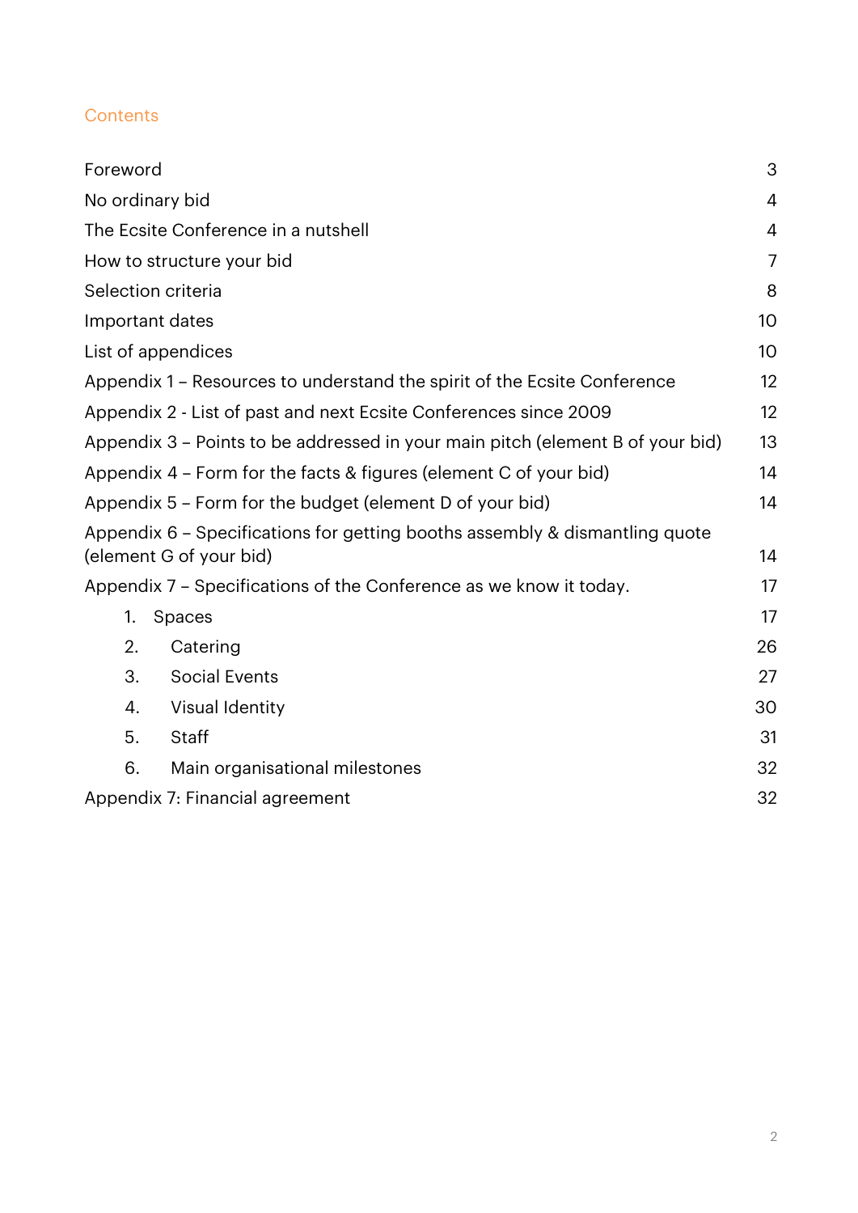## Contents

| | |
|---|---|
| Foreword | 3 |
| No ordinary bid | 4 |
| The Ecsite Conference in a nutshell | 4 |
| How to structure your bid | 7 |
| Selection criteria | 8 |
| Important dates | 10 |
| List of appendices | 10 |
| Appendix 1 – Resources to understand the spirit of the Ecsite Conference | 12 |
| Appendix 2 - List of past and next Ecsite Conferences since 2009 | 12 |
| Appendix 3 – Points to be addressed in your main pitch (element B of your bid) | 13 |
| Appendix 4 – Form for the facts & figures (element C of your bid) | 14 |
| Appendix 5 – Form for the budget (element D of your bid) | 14 |
| Appendix 6 – Specifications for getting booths assembly & dismantling quote (element G of your bid) | 14 |
| Appendix 7 – Specifications of the Conference as we know it today. | 17 |
| 1. Spaces | 17 |
| 2. Catering | 26 |
| 3. Social Events | 27 |
| 4. Visual Identity | 30 |
| 5. Staff | 31 |
| 6. Main organisational milestones | 32 |
| Appendix 7: Financial agreement | 32 |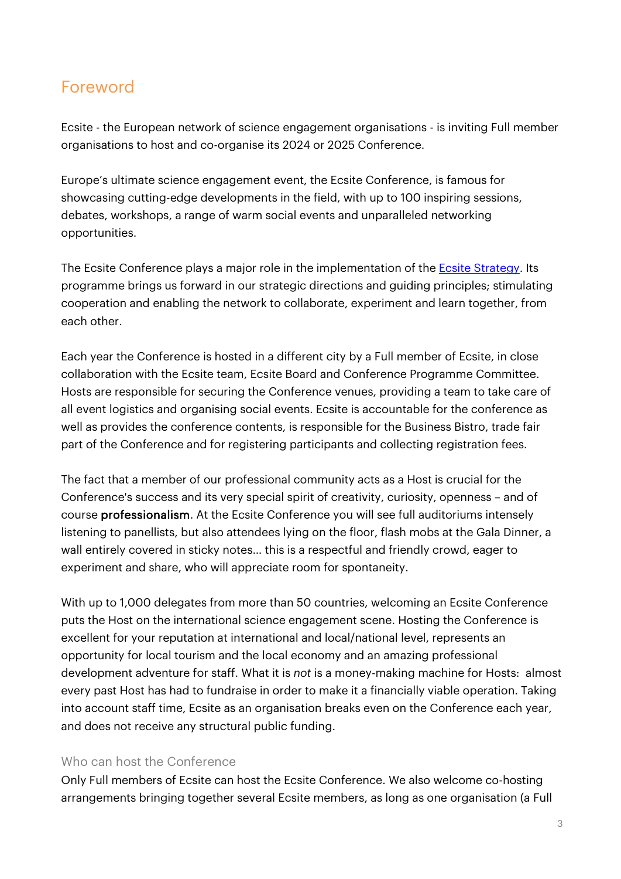# Foreword

Ecsite - the European network of science engagement organisations - is inviting Full member organisations to host and co-organise its 2024 or 2025 Conference.

Europe's ultimate science engagement event, the Ecsite Conference, is famous for showcasing cutting-edge developments in the field, with up to 100 inspiring sessions, debates, workshops, a range of warm social events and unparalleled networking opportunities.

The Ecsite Conference plays a major role in the implementation of the Ecsite Strategy. Its programme brings us forward in our strategic directions and guiding principles; stimulating cooperation and enabling the network to collaborate, experiment and learn together, from each other.

Each year the Conference is hosted in a different city by a Full member of Ecsite, in close collaboration with the Ecsite team, Ecsite Board and Conference Programme Committee. Hosts are responsible for securing the Conference venues, providing a team to take care of all event logistics and organising social events. Ecsite is accountable for the conference as well as provides the conference contents, is responsible for the Business Bistro, trade fair part of the Conference and for registering participants and collecting registration fees.

The fact that a member of our professional community acts as a Host is crucial for the Conference's success and its very special spirit of creativity, curiosity, openness – and of course **professionalism**. At the Ecsite Conference you will see full auditoriums intensely listening to panellists, but also attendees lying on the floor, flash mobs at the Gala Dinner, a wall entirely covered in sticky notes... this is a respectful and friendly crowd, eager to experiment and share, who will appreciate room for spontaneity.

With up to 1,000 delegates from more than 50 countries, welcoming an Ecsite Conference puts the Host on the international science engagement scene. Hosting the Conference is excellent for your reputation at international and local/national level, represents an opportunity for local tourism and the local economy and an amazing professional development adventure for staff. What it is *not* is a money-making machine for Hosts: almost every past Host has had to fundraise in order to make it a financially viable operation. Taking into account staff time, Ecsite as an organisation breaks even on the Conference each year, and does not receive any structural public funding.

### Who can host the Conference

Only Full members of Ecsite can host the Ecsite Conference. We also welcome co-hosting arrangements bringing together several Ecsite members, as long as one organisation (a Full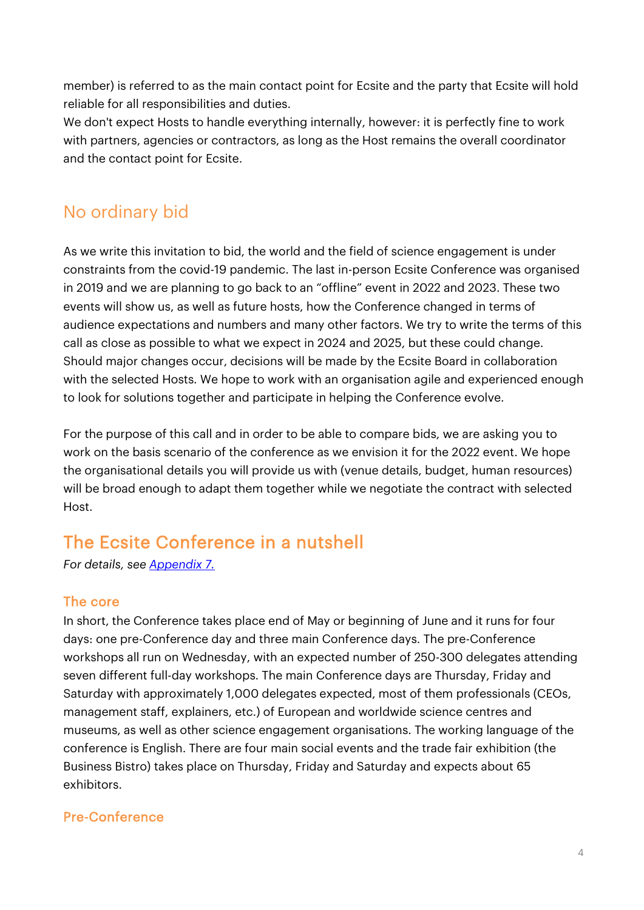member) is referred to as the main contact point for Ecsite and the party that Ecsite will hold reliable for all responsibilities and duties.
We don't expect Hosts to handle everything internally, however: it is perfectly fine to work with partners, agencies or contractors, as long as the Host remains the overall coordinator and the contact point for Ecsite.

## No ordinary bid

As we write this invitation to bid, the world and the field of science engagement is under constraints from the covid-19 pandemic. The last in-person Ecsite Conference was organised in 2019 and we are planning to go back to an "offline" event in 2022 and 2023. These two events will show us, as well as future hosts, how the Conference changed in terms of audience expectations and numbers and many other factors. We try to write the terms of this call as close as possible to what we expect in 2024 and 2025, but these could change. Should major changes occur, decisions will be made by the Ecsite Board in collaboration with the selected Hosts. We hope to work with an organisation agile and experienced enough to look for solutions together and participate in helping the Conference evolve.

For the purpose of this call and in order to be able to compare bids, we are asking you to work on the basis scenario of the conference as we envision it for the 2022 event. We hope the organisational details you will provide us with (venue details, budget, human resources) will be broad enough to adapt them together while we negotiate the contract with selected Host.

## The Ecsite Conference in a nutshell

*For details, see [Appendix 7.](#)*

### The core

In short, the Conference takes place end of May or beginning of June and it runs for four days: one pre-Conference day and three main Conference days. The pre-Conference workshops all run on Wednesday, with an expected number of 250-300 delegates attending seven different full-day workshops. The main Conference days are Thursday, Friday and Saturday with approximately 1,000 delegates expected, most of them professionals (CEOs, management staff, explainers, etc.) of European and worldwide science centres and museums, as well as other science engagement organisations. The working language of the conference is English. There are four main social events and the trade fair exhibition (the Business Bistro) takes place on Thursday, Friday and Saturday and expects about 65 exhibitors.

### Pre-Conference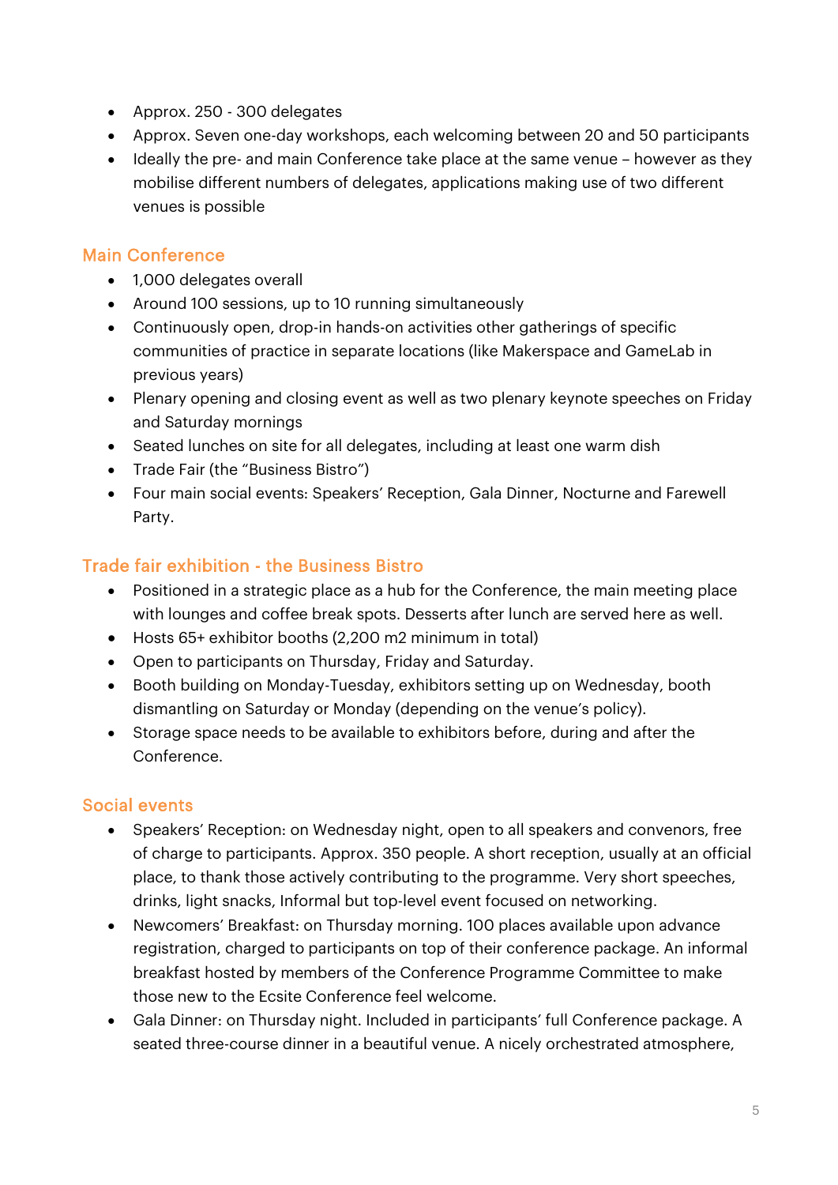- Approx. 250 - 300 delegates
- Approx. Seven one-day workshops, each welcoming between 20 and 50 participants
- Ideally the pre- and main Conference take place at the same venue – however as they mobilise different numbers of delegates, applications making use of two different venues is possible

## Main Conference

- 1,000 delegates overall
- Around 100 sessions, up to 10 running simultaneously
- Continuously open, drop-in hands-on activities other gatherings of specific communities of practice in separate locations (like Makerspace and GameLab in previous years)
- Plenary opening and closing event as well as two plenary keynote speeches on Friday and Saturday mornings
- Seated lunches on site for all delegates, including at least one warm dish
- Trade Fair (the "Business Bistro")
- Four main social events: Speakers' Reception, Gala Dinner, Nocturne and Farewell Party.

## Trade fair exhibition - the Business Bistro

- Positioned in a strategic place as a hub for the Conference, the main meeting place with lounges and coffee break spots. Desserts after lunch are served here as well.
- Hosts 65+ exhibitor booths (2,200 m2 minimum in total)
- Open to participants on Thursday, Friday and Saturday.
- Booth building on Monday-Tuesday, exhibitors setting up on Wednesday, booth dismantling on Saturday or Monday (depending on the venue's policy).
- Storage space needs to be available to exhibitors before, during and after the Conference.

## Social events

- Speakers' Reception: on Wednesday night, open to all speakers and convenors, free of charge to participants. Approx. 350 people. A short reception, usually at an official place, to thank those actively contributing to the programme. Very short speeches, drinks, light snacks, Informal but top-level event focused on networking.
- Newcomers' Breakfast: on Thursday morning. 100 places available upon advance registration, charged to participants on top of their conference package. An informal breakfast hosted by members of the Conference Programme Committee to make those new to the Ecsite Conference feel welcome.
- Gala Dinner: on Thursday night. Included in participants' full Conference package. A seated three-course dinner in a beautiful venue. A nicely orchestrated atmosphere,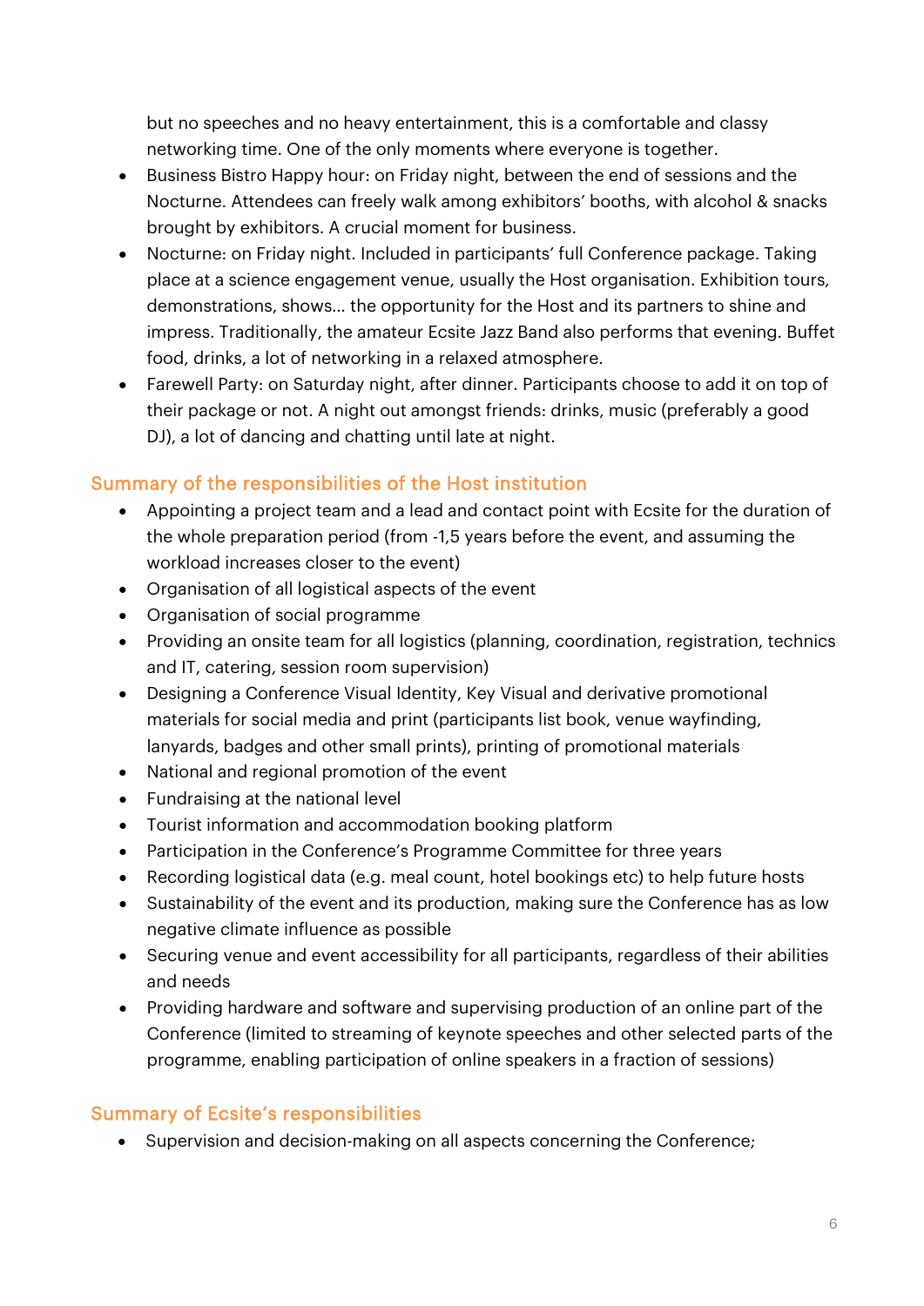but no speeches and no heavy entertainment, this is a comfortable and classy networking time. One of the only moments where everyone is together.

- Business Bistro Happy hour: on Friday night, between the end of sessions and the Nocturne. Attendees can freely walk among exhibitors' booths, with alcohol & snacks brought by exhibitors. A crucial moment for business.
- Nocturne: on Friday night. Included in participants' full Conference package. Taking place at a science engagement venue, usually the Host organisation. Exhibition tours, demonstrations, shows… the opportunity for the Host and its partners to shine and impress. Traditionally, the amateur Ecsite Jazz Band also performs that evening. Buffet food, drinks, a lot of networking in a relaxed atmosphere.
- Farewell Party: on Saturday night, after dinner. Participants choose to add it on top of their package or not. A night out amongst friends: drinks, music (preferably a good DJ), a lot of dancing and chatting until late at night.

## Summary of the responsibilities of the Host institution

- Appointing a project team and a lead and contact point with Ecsite for the duration of the whole preparation period (from -1,5 years before the event, and assuming the workload increases closer to the event)
- Organisation of all logistical aspects of the event
- Organisation of social programme
- Providing an onsite team for all logistics (planning, coordination, registration, technics and IT, catering, session room supervision)
- Designing a Conference Visual Identity, Key Visual and derivative promotional materials for social media and print (participants list book, venue wayfinding, lanyards, badges and other small prints), printing of promotional materials
- National and regional promotion of the event
- Fundraising at the national level
- Tourist information and accommodation booking platform
- Participation in the Conference's Programme Committee for three years
- Recording logistical data (e.g. meal count, hotel bookings etc) to help future hosts
- Sustainability of the event and its production, making sure the Conference has as low negative climate influence as possible
- Securing venue and event accessibility for all participants, regardless of their abilities and needs
- Providing hardware and software and supervising production of an online part of the Conference (limited to streaming of keynote speeches and other selected parts of the programme, enabling participation of online speakers in a fraction of sessions)

## Summary of Ecsite's responsibilities

- Supervision and decision-making on all aspects concerning the Conference;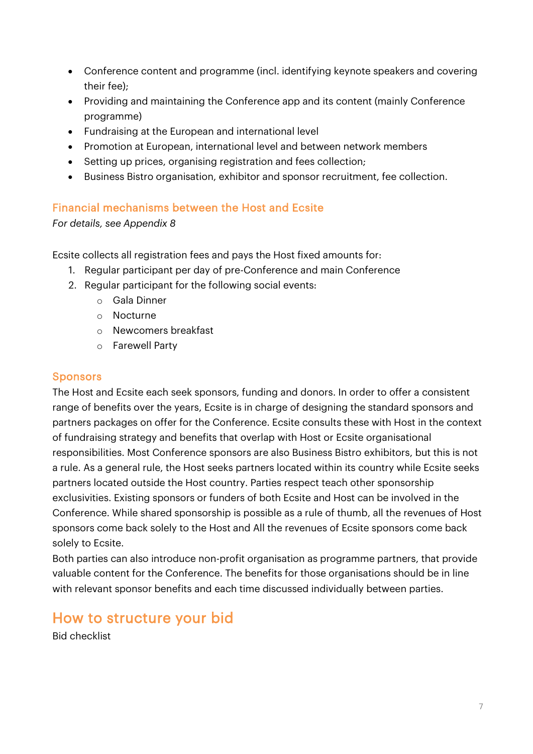- Conference content and programme (incl. identifying keynote speakers and covering their fee);
- Providing and maintaining the Conference app and its content (mainly Conference programme)
- Fundraising at the European and international level
- Promotion at European, international level and between network members
- Setting up prices, organising registration and fees collection;
- Business Bistro organisation, exhibitor and sponsor recruitment, fee collection.

### Financial mechanisms between the Host and Ecsite

*For details, see Appendix 8*

Ecsite collects all registration fees and pays the Host fixed amounts for:

1. Regular participant per day of pre-Conference and main Conference
2. Regular participant for the following social events:
    - Gala Dinner
    - Nocturne
    - Newcomers breakfast
    - Farewell Party

### Sponsors

The Host and Ecsite each seek sponsors, funding and donors. In order to offer a consistent range of benefits over the years, Ecsite is in charge of designing the standard sponsors and partners packages on offer for the Conference. Ecsite consults these with Host in the context of fundraising strategy and benefits that overlap with Host or Ecsite organisational responsibilities. Most Conference sponsors are also Business Bistro exhibitors, but this is not a rule. As a general rule, the Host seeks partners located within its country while Ecsite seeks partners located outside the Host country. Parties respect teach other sponsorship exclusivities. Existing sponsors or funders of both Ecsite and Host can be involved in the Conference. While shared sponsorship is possible as a rule of thumb, all the revenues of Host sponsors come back solely to the Host and All the revenues of Ecsite sponsors come back solely to Ecsite.

Both parties can also introduce non-profit organisation as programme partners, that provide valuable content for the Conference. The benefits for those organisations should be in line with relevant sponsor benefits and each time discussed individually between parties.

## How to structure your bid

Bid checklist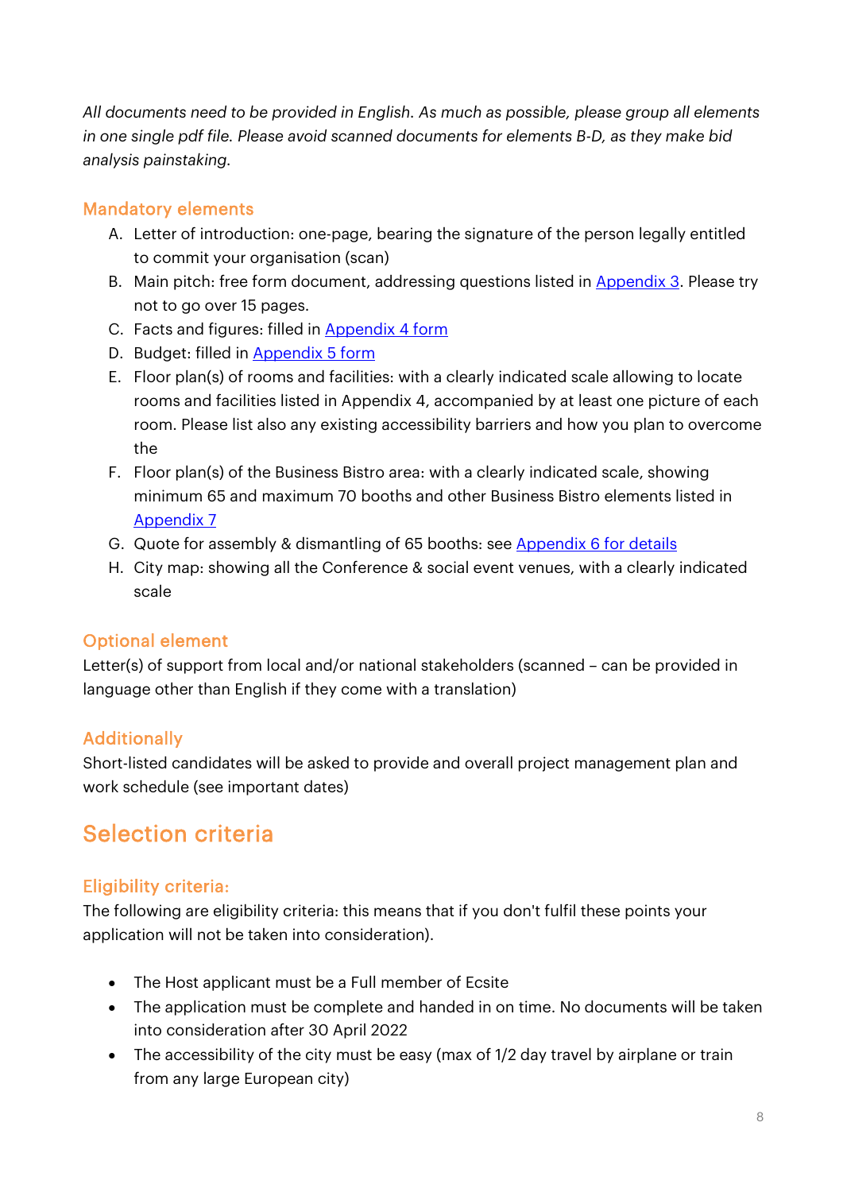*All documents need to be provided in English. As much as possible, please group all elements in one single pdf file. Please avoid scanned documents for elements B-D, as they make bid analysis painstaking.*

### Mandatory elements

A. Letter of introduction: one-page, bearing the signature of the person legally entitled to commit your organisation (scan)
B. Main pitch: free form document, addressing questions listed in Appendix 3. Please try not to go over 15 pages.
C. Facts and figures: filled in Appendix 4 form
D. Budget: filled in Appendix 5 form
E. Floor plan(s) of rooms and facilities: with a clearly indicated scale allowing to locate rooms and facilities listed in Appendix 4, accompanied by at least one picture of each room. Please list also any existing accessibility barriers and how you plan to overcome the
F. Floor plan(s) of the Business Bistro area: with a clearly indicated scale, showing minimum 65 and maximum 70 booths and other Business Bistro elements listed in Appendix 7
G. Quote for assembly & dismantling of 65 booths: see Appendix 6 for details
H. City map: showing all the Conference & social event venues, with a clearly indicated scale

### Optional element

Letter(s) of support from local and/or national stakeholders (scanned – can be provided in language other than English if they come with a translation)

### Additionally

Short-listed candidates will be asked to provide and overall project management plan and work schedule (see important dates)

## Selection criteria

### Eligibility criteria:

The following are eligibility criteria: this means that if you don't fulfil these points your application will not be taken into consideration).

- The Host applicant must be a Full member of Ecsite
- The application must be complete and handed in on time. No documents will be taken into consideration after 30 April 2022
- The accessibility of the city must be easy (max of 1/2 day travel by airplane or train from any large European city)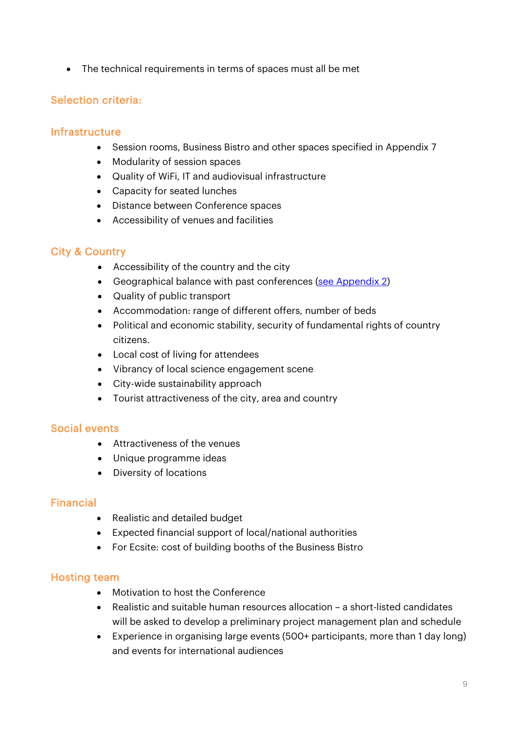- The technical requirements in terms of spaces must all be met

## Selection criteria:

### Infrastructure

- Session rooms, Business Bistro and other spaces specified in Appendix 7
- Modularity of session spaces
- Quality of WiFi, IT and audiovisual infrastructure
- Capacity for seated lunches
- Distance between Conference spaces
- Accessibility of venues and facilities

### City & Country

- Accessibility of the country and the city
- Geographical balance with past conferences (see Appendix 2)
- Quality of public transport
- Accommodation: range of different offers, number of beds
- Political and economic stability, security of fundamental rights of country citizens.
- Local cost of living for attendees
- Vibrancy of local science engagement scene
- City-wide sustainability approach
- Tourist attractiveness of the city, area and country

### Social events

- Attractiveness of the venues
- Unique programme ideas
- Diversity of locations

### Financial

- Realistic and detailed budget
- Expected financial support of local/national authorities
- For Ecsite: cost of building booths of the Business Bistro

### Hosting team

- Motivation to host the Conference
- Realistic and suitable human resources allocation – a short-listed candidates will be asked to develop a preliminary project management plan and schedule
- Experience in organising large events (500+ participants, more than 1 day long) and events for international audiences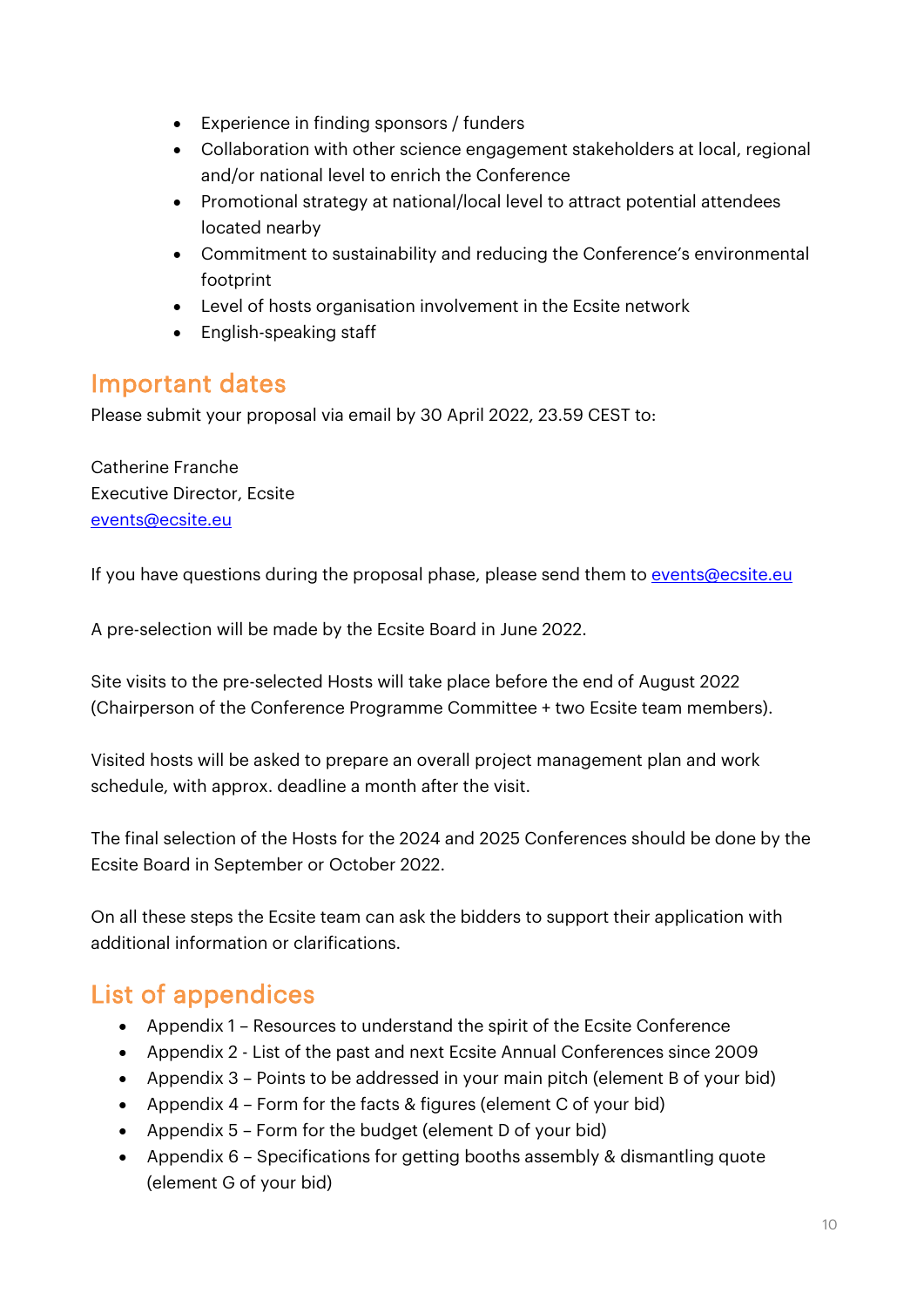- Experience in finding sponsors / funders
- Collaboration with other science engagement stakeholders at local, regional and/or national level to enrich the Conference
- Promotional strategy at national/local level to attract potential attendees located nearby
- Commitment to sustainability and reducing the Conference's environmental footprint
- Level of hosts organisation involvement in the Ecsite network
- English-speaking staff

## Important dates

Please submit your proposal via email by 30 April 2022, 23.59 CEST to:

Catherine Franche
Executive Director, Ecsite
[events@ecsite.eu](mailto:events@ecsite.eu)

If you have questions during the proposal phase, please send them to [events@ecsite.eu](mailto:events@ecsite.eu)

A pre-selection will be made by the Ecsite Board in June 2022.

Site visits to the pre-selected Hosts will take place before the end of August 2022 (Chairperson of the Conference Programme Committee + two Ecsite team members).

Visited hosts will be asked to prepare an overall project management plan and work schedule, with approx. deadline a month after the visit.

The final selection of the Hosts for the 2024 and 2025 Conferences should be done by the Ecsite Board in September or October 2022.

On all these steps the Ecsite team can ask the bidders to support their application with additional information or clarifications.

## List of appendices

- Appendix 1 – Resources to understand the spirit of the Ecsite Conference
- Appendix 2 - List of the past and next Ecsite Annual Conferences since 2009
- Appendix 3 – Points to be addressed in your main pitch (element B of your bid)
- Appendix 4 – Form for the facts & figures (element C of your bid)
- Appendix 5 – Form for the budget (element D of your bid)
- Appendix 6 – Specifications for getting booths assembly & dismantling quote (element G of your bid)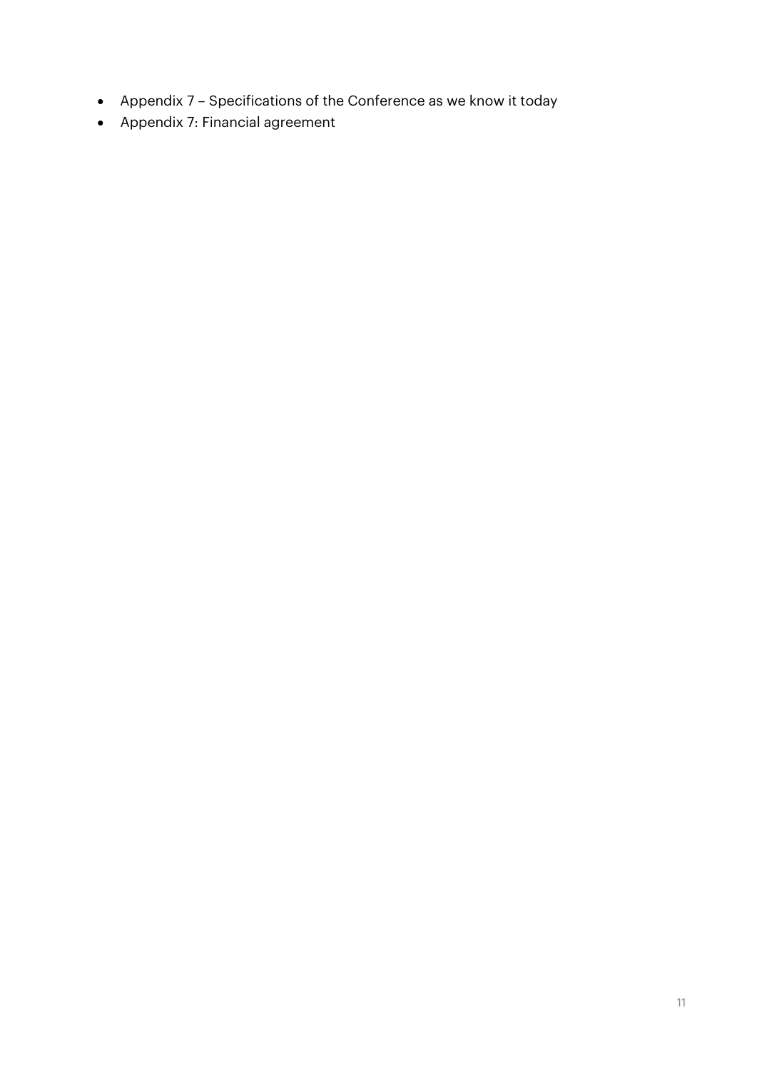- Appendix 7 – Specifications of the Conference as we know it today
- Appendix 7: Financial agreement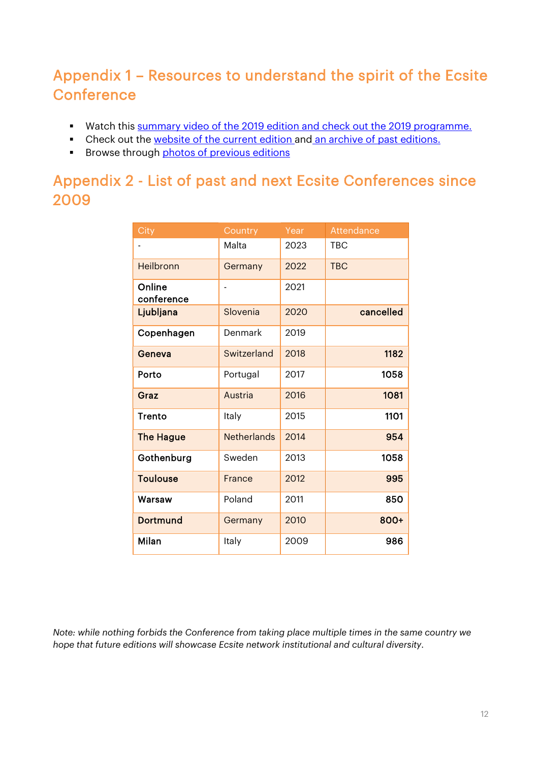## Appendix 1 – Resources to understand the spirit of the Ecsite Conference

- Watch this summary video of the 2019 edition and check out the 2019 programme.
- Check out the website of the current edition and an archive of past editions.
- Browse through photos of previous editions

## Appendix 2 - List of past and next Ecsite Conferences since 2009

| City | Country | Year | Attendance |
|---|---|---|---|
| - | Malta | 2023 | TBC |
| Heilbronn | Germany | 2022 | TBC |
| **Online conference** | - | 2021 | |
| **Ljubljana** | Slovenia | 2020 | **cancelled** |
| **Copenhagen** | Denmark | 2019 | |
| **Geneva** | Switzerland | 2018 | **1182** |
| **Porto** | Portugal | 2017 | **1058** |
| **Graz** | Austria | 2016 | **1081** |
| **Trento** | Italy | 2015 | **1101** |
| **The Hague** | Netherlands | 2014 | **954** |
| **Gothenburg** | Sweden | 2013 | **1058** |
| **Toulouse** | France | 2012 | **995** |
| **Warsaw** | Poland | 2011 | **850** |
| **Dortmund** | Germany | 2010 | **800+** |
| **Milan** | Italy | 2009 | **986** |

*Note: while nothing forbids the Conference from taking place multiple times in the same country we hope that future editions will showcase Ecsite network institutional and cultural diversity.*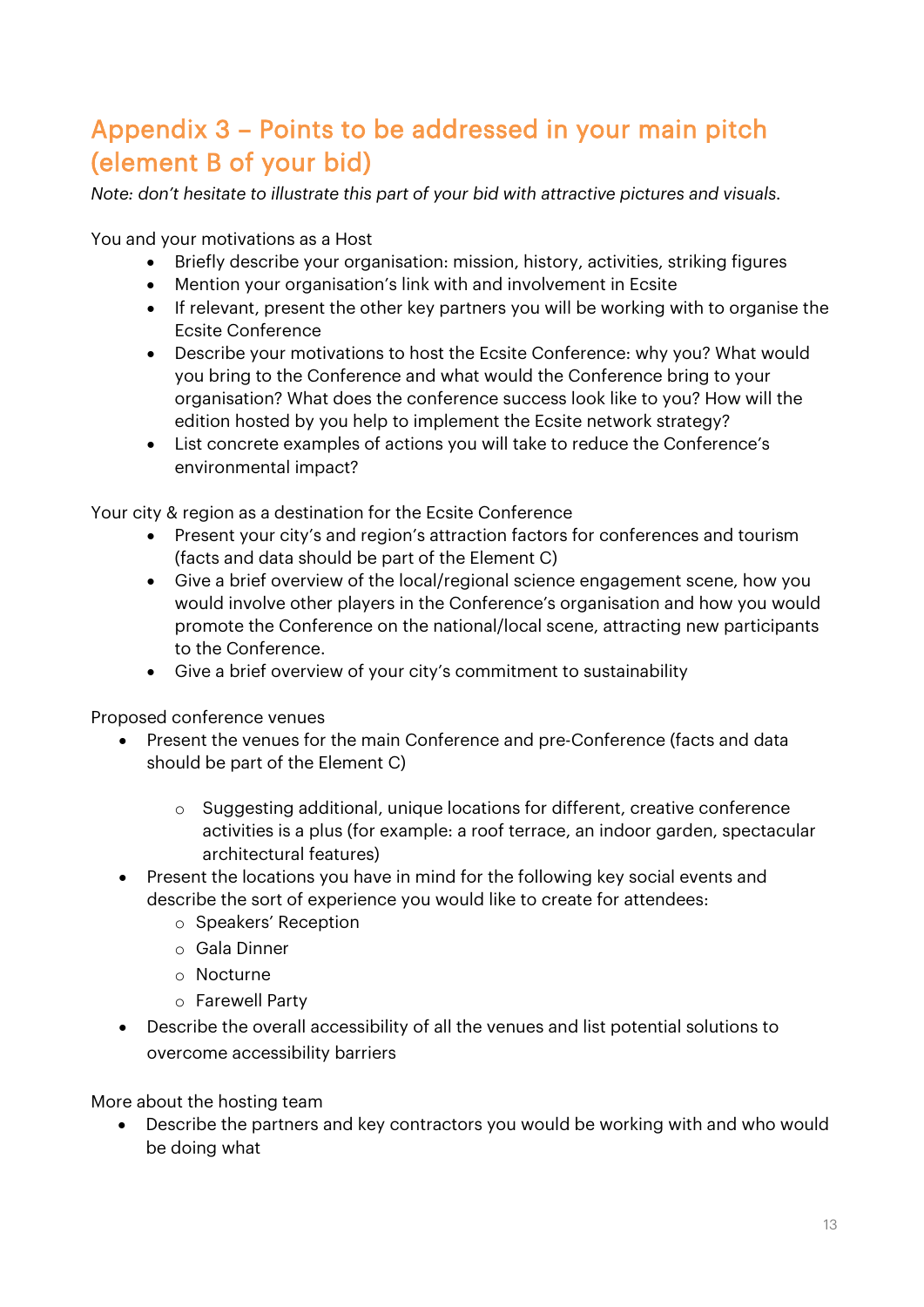## Appendix 3 – Points to be addressed in your main pitch (element B of your bid)

*Note: don't hesitate to illustrate this part of your bid with attractive pictures and visuals.*

You and your motivations as a Host

- Briefly describe your organisation: mission, history, activities, striking figures
- Mention your organisation's link with and involvement in Ecsite
- If relevant, present the other key partners you will be working with to organise the Ecsite Conference
- Describe your motivations to host the Ecsite Conference: why you? What would you bring to the Conference and what would the Conference bring to your organisation? What does the conference success look like to you? How will the edition hosted by you help to implement the Ecsite network strategy?
- List concrete examples of actions you will take to reduce the Conference's environmental impact?

Your city & region as a destination for the Ecsite Conference

- Present your city's and region's attraction factors for conferences and tourism (facts and data should be part of the Element C)
- Give a brief overview of the local/regional science engagement scene, how you would involve other players in the Conference's organisation and how you would promote the Conference on the national/local scene, attracting new participants to the Conference.
- Give a brief overview of your city's commitment to sustainability

Proposed conference venues

- Present the venues for the main Conference and pre-Conference (facts and data should be part of the Element C)
  - Suggesting additional, unique locations for different, creative conference activities is a plus (for example: a roof terrace, an indoor garden, spectacular architectural features)
- Present the locations you have in mind for the following key social events and describe the sort of experience you would like to create for attendees:
  - Speakers' Reception
  - Gala Dinner
  - Nocturne
  - Farewell Party
- Describe the overall accessibility of all the venues and list potential solutions to overcome accessibility barriers

More about the hosting team

- Describe the partners and key contractors you would be working with and who would be doing what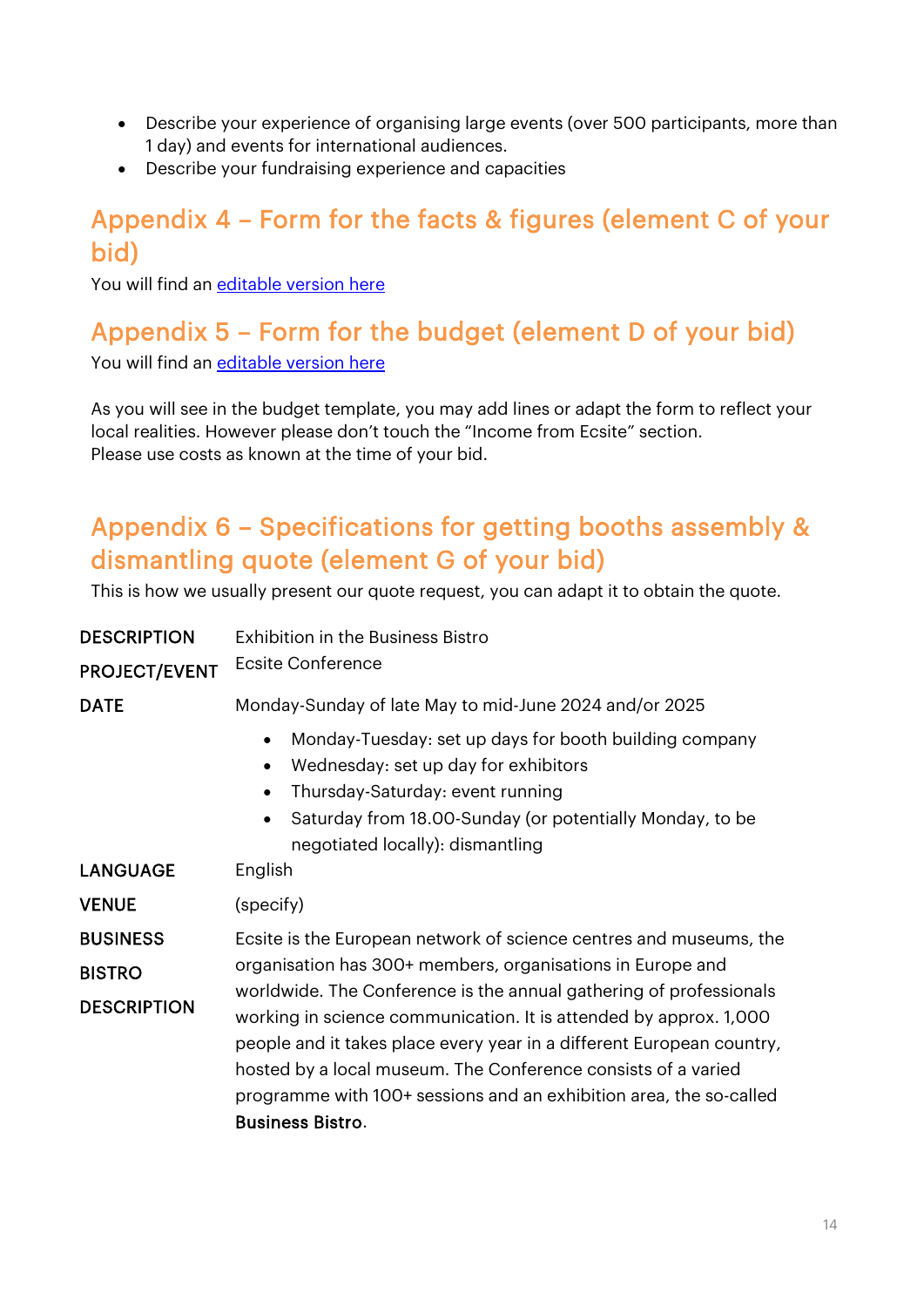- Describe your experience of organising large events (over 500 participants, more than 1 day) and events for international audiences.
- Describe your fundraising experience and capacities

## Appendix 4 – Form for the facts & figures (element C of your bid)

You will find an [editable version here]()

## Appendix 5 – Form for the budget (element D of your bid)

You will find an [editable version here]()

As you will see in the budget template, you may add lines or adapt the form to reflect your local realities. However please don't touch the "Income from Ecsite" section.
Please use costs as known at the time of your bid.

## Appendix 6 – Specifications for getting booths assembly & dismantling quote (element G of your bid)

This is how we usually present our quote request, you can adapt it to obtain the quote.

| | |
|---|---|
| DESCRIPTION | Exhibition in the Business Bistro |
| PROJECT/EVENT | Ecsite Conference |
| DATE | Monday-Sunday of late May to mid-June 2024 and/or 2025<br>• Monday-Tuesday: set up days for booth building company<br>• Wednesday: set up day for exhibitors<br>• Thursday-Saturday: event running<br>• Saturday from 18.00-Sunday (or potentially Monday, to be negotiated locally): dismantling |
| LANGUAGE | English |
| VENUE | (specify) |
| BUSINESS BISTRO DESCRIPTION | Ecsite is the European network of science centres and museums, the organisation has 300+ members, organisations in Europe and worldwide. The Conference is the annual gathering of professionals working in science communication. It is attended by approx. 1,000 people and it takes place every year in a different European country, hosted by a local museum. The Conference consists of a varied programme with 100+ sessions and an exhibition area, the so-called **Business Bistro**. |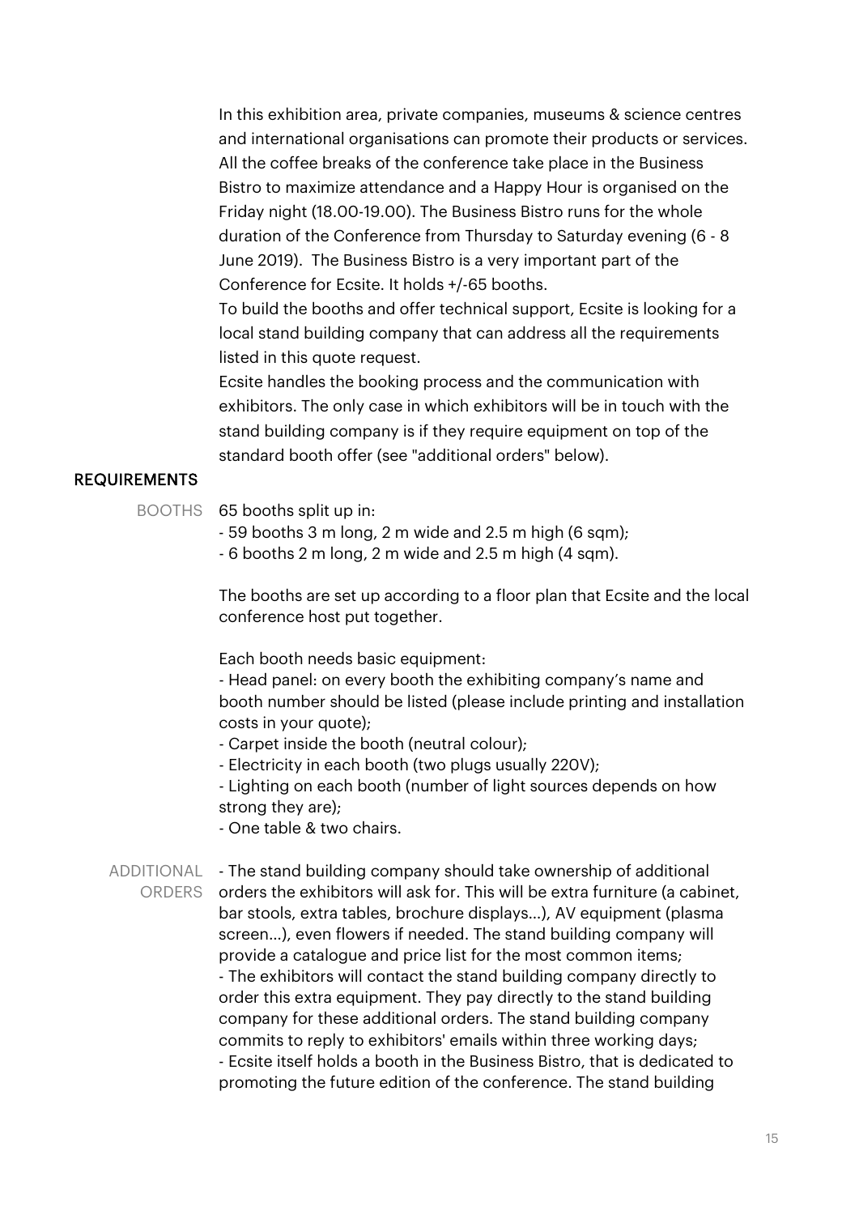In this exhibition area, private companies, museums & science centres and international organisations can promote their products or services. All the coffee breaks of the conference take place in the Business Bistro to maximize attendance and a Happy Hour is organised on the Friday night (18.00-19.00). The Business Bistro runs for the whole duration of the Conference from Thursday to Saturday evening (6 - 8 June 2019). The Business Bistro is a very important part of the Conference for Ecsite. It holds +/-65 booths.

To build the booths and offer technical support, Ecsite is looking for a local stand building company that can address all the requirements listed in this quote request.

Ecsite handles the booking process and the communication with exhibitors. The only case in which exhibitors will be in touch with the stand building company is if they require equipment on top of the standard booth offer (see "additional orders" below).

## REQUIREMENTS

### BOOTHS

65 booths split up in:

- 59 booths 3 m long, 2 m wide and 2.5 m high (6 sqm);
- 6 booths 2 m long, 2 m wide and 2.5 m high (4 sqm).

The booths are set up according to a floor plan that Ecsite and the local conference host put together.

Each booth needs basic equipment:

- Head panel: on every booth the exhibiting company's name and booth number should be listed (please include printing and installation costs in your quote);
- Carpet inside the booth (neutral colour);
- Electricity in each booth (two plugs usually 220V);
- Lighting on each booth (number of light sources depends on how strong they are);
- One table & two chairs.

### ADDITIONAL ORDERS

- The stand building company should take ownership of additional orders the exhibitors will ask for. This will be extra furniture (a cabinet, bar stools, extra tables, brochure displays...), AV equipment (plasma screen...), even flowers if needed. The stand building company will provide a catalogue and price list for the most common items;
- The exhibitors will contact the stand building company directly to order this extra equipment. They pay directly to the stand building company for these additional orders. The stand building company commits to reply to exhibitors' emails within three working days;
- Ecsite itself holds a booth in the Business Bistro, that is dedicated to promoting the future edition of the conference. The stand building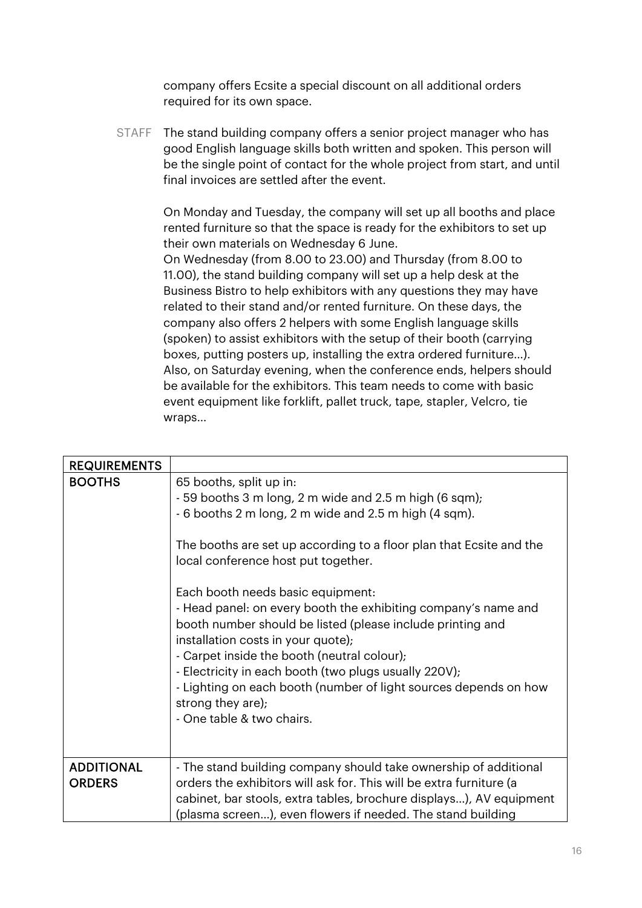company offers Ecsite a special discount on all additional orders required for its own space.

STAFF The stand building company offers a senior project manager who has good English language skills both written and spoken. This person will be the single point of contact for the whole project from start, and until final invoices are settled after the event.

On Monday and Tuesday, the company will set up all booths and place rented furniture so that the space is ready for the exhibitors to set up their own materials on Wednesday 6 June.
On Wednesday (from 8.00 to 23.00) and Thursday (from 8.00 to 11.00), the stand building company will set up a help desk at the Business Bistro to help exhibitors with any questions they may have related to their stand and/or rented furniture. On these days, the company also offers 2 helpers with some English language skills (spoken) to assist exhibitors with the setup of their booth (carrying boxes, putting posters up, installing the extra ordered furniture…).
Also, on Saturday evening, when the conference ends, helpers should be available for the exhibitors. This team needs to come with basic event equipment like forklift, pallet truck, tape, stapler, Velcro, tie wraps…

| REQUIREMENTS | |
|---|---|
| BOOTHS | 65 booths, split up in:<br>- 59 booths 3 m long, 2 m wide and 2.5 m high (6 sqm);<br>- 6 booths 2 m long, 2 m wide and 2.5 m high (4 sqm).<br><br>The booths are set up according to a floor plan that Ecsite and the local conference host put together.<br><br>Each booth needs basic equipment:<br>- Head panel: on every booth the exhibiting company's name and booth number should be listed (please include printing and installation costs in your quote);<br>- Carpet inside the booth (neutral colour);<br>- Electricity in each booth (two plugs usually 220V);<br>- Lighting on each booth (number of light sources depends on how strong they are);<br>- One table & two chairs. |
| ADDITIONAL ORDERS | - The stand building company should take ownership of additional orders the exhibitors will ask for. This will be extra furniture (a cabinet, bar stools, extra tables, brochure displays…), AV equipment (plasma screen…), even flowers if needed. The stand building |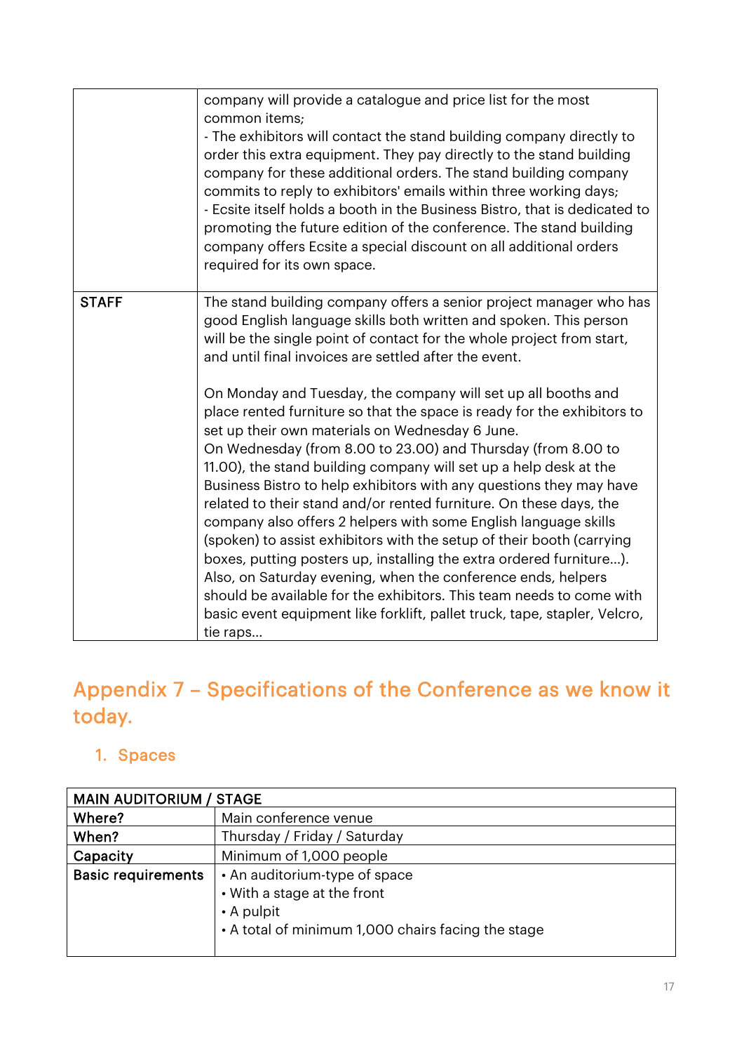| | |
|---|---|
| | company will provide a catalogue and price list for the most common items;<br>- The exhibitors will contact the stand building company directly to order this extra equipment. They pay directly to the stand building company for these additional orders. The stand building company commits to reply to exhibitors' emails within three working days;<br>- Ecsite itself holds a booth in the Business Bistro, that is dedicated to promoting the future edition of the conference. The stand building company offers Ecsite a special discount on all additional orders required for its own space. |
| **STAFF** | The stand building company offers a senior project manager who has good English language skills both written and spoken. This person will be the single point of contact for the whole project from start, and until final invoices are settled after the event.<br><br>On Monday and Tuesday, the company will set up all booths and place rented furniture so that the space is ready for the exhibitors to set up their own materials on Wednesday 6 June.<br>On Wednesday (from 8.00 to 23.00) and Thursday (from 8.00 to 11.00), the stand building company will set up a help desk at the Business Bistro to help exhibitors with any questions they may have related to their stand and/or rented furniture. On these days, the company also offers 2 helpers with some English language skills (spoken) to assist exhibitors with the setup of their booth (carrying boxes, putting posters up, installing the extra ordered furniture…). Also, on Saturday evening, when the conference ends, helpers should be available for the exhibitors. This team needs to come with basic event equipment like forklift, pallet truck, tape, stapler, Velcro, tie raps… |

## Appendix 7 – Specifications of the Conference as we know it today.

### 1. Spaces

| MAIN AUDITORIUM / STAGE | |
|---|---|
| **Where?** | Main conference venue |
| **When?** | Thursday / Friday / Saturday |
| **Capacity** | Minimum of 1,000 people |
| **Basic requirements** | • An auditorium-type of space<br>• With a stage at the front<br>• A pulpit<br>• A total of minimum 1,000 chairs facing the stage |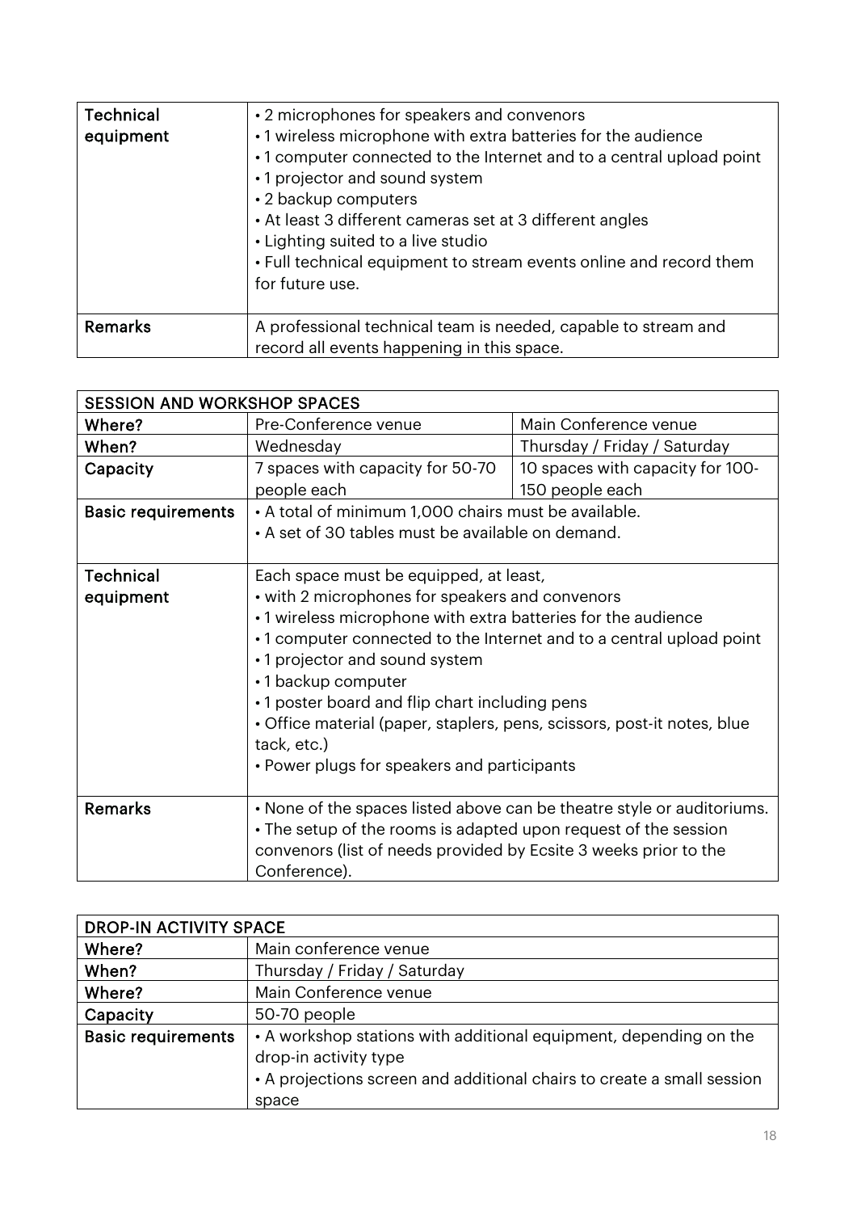| Technical equipment | • 2 microphones for speakers and convenors<br>• 1 wireless microphone with extra batteries for the audience<br>• 1 computer connected to the Internet and to a central upload point<br>• 1 projector and sound system<br>• 2 backup computers<br>• At least 3 different cameras set at 3 different angles<br>• Lighting suited to a live studio<br>• Full technical equipment to stream events online and record them for future use. |
|---|---|
| Remarks | A professional technical team is needed, capable to stream and record all events happening in this space. |

| SESSION AND WORKSHOP SPACES | | |
|---|---|---|
| Where? | Pre-Conference venue | Main Conference venue |
| When? | Wednesday | Thursday / Friday / Saturday |
| Capacity | 7 spaces with capacity for 50-70 people each | 10 spaces with capacity for 100-150 people each |
| Basic requirements | • A total of minimum 1,000 chairs must be available.<br>• A set of 30 tables must be available on demand. | |
| Technical equipment | Each space must be equipped, at least,<br>• with 2 microphones for speakers and convenors<br>• 1 wireless microphone with extra batteries for the audience<br>• 1 computer connected to the Internet and to a central upload point<br>• 1 projector and sound system<br>• 1 backup computer<br>• 1 poster board and flip chart including pens<br>• Office material (paper, staplers, pens, scissors, post-it notes, blue tack, etc.)<br>• Power plugs for speakers and participants | |
| Remarks | • None of the spaces listed above can be theatre style or auditoriums.<br>• The setup of the rooms is adapted upon request of the session convenors (list of needs provided by Ecsite 3 weeks prior to the Conference). | |

| DROP-IN ACTIVITY SPACE | |
|---|---|
| Where? | Main conference venue |
| When? | Thursday / Friday / Saturday |
| Where? | Main Conference venue |
| Capacity | 50-70 people |
| Basic requirements | • A workshop stations with additional equipment, depending on the drop-in activity type<br>• A projections screen and additional chairs to create a small session space |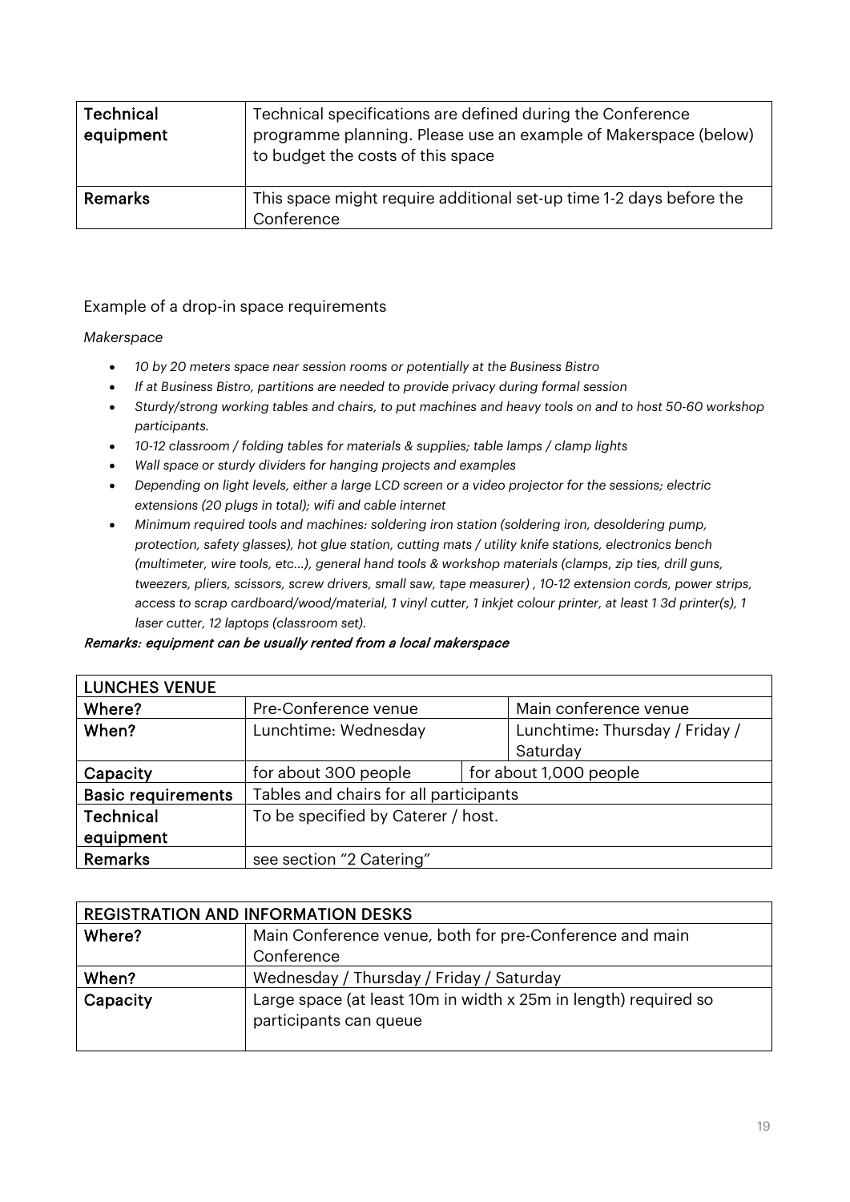| Technical equipment | Technical specifications are defined during the Conference programme planning. Please use an example of Makerspace (below) to budget the costs of this space |
|---|---|
| Remarks | This space might require additional set-up time 1-2 days before the Conference |

Example of a drop-in space requirements

*Makerspace*

- *10 by 20 meters space near session rooms or potentially at the Business Bistro*
- *If at Business Bistro, partitions are needed to provide privacy during formal session*
- *Sturdy/strong working tables and chairs, to put machines and heavy tools on and to host 50-60 workshop participants.*
- *10-12 classroom / folding tables for materials & supplies; table lamps / clamp lights*
- *Wall space or sturdy dividers for hanging projects and examples*
- *Depending on light levels, either a large LCD screen or a video projector for the sessions; electric extensions (20 plugs in total); wifi and cable internet*
- *Minimum required tools and machines: soldering iron station (soldering iron, desoldering pump, protection, safety glasses), hot glue station, cutting mats / utility knife stations, electronics bench (multimeter, wire tools, etc…), general hand tools & workshop materials (clamps, zip ties, drill guns, tweezers, pliers, scissors, screw drivers, small saw, tape measurer) , 10-12 extension cords, power strips, access to scrap cardboard/wood/material, 1 vinyl cutter, 1 inkjet colour printer, at least 1 3d printer(s), 1 laser cutter, 12 laptops (classroom set).*

*Remarks: equipment can be usually rented from a local makerspace*

| LUNCHES VENUE | | |
|---|---|---|
| Where? | Pre-Conference venue | Main conference venue |
| When? | Lunchtime: Wednesday | Lunchtime: Thursday / Friday / Saturday |
| Capacity | for about 300 people | for about 1,000 people |
| Basic requirements | Tables and chairs for all participants | |
| Technical equipment | To be specified by Caterer / host. | |
| Remarks | see section "2 Catering" | |

| REGISTRATION AND INFORMATION DESKS | |
|---|---|
| Where? | Main Conference venue, both for pre-Conference and main Conference |
| When? | Wednesday / Thursday / Friday / Saturday |
| Capacity | Large space (at least 10m in width x 25m in length) required so participants can queue |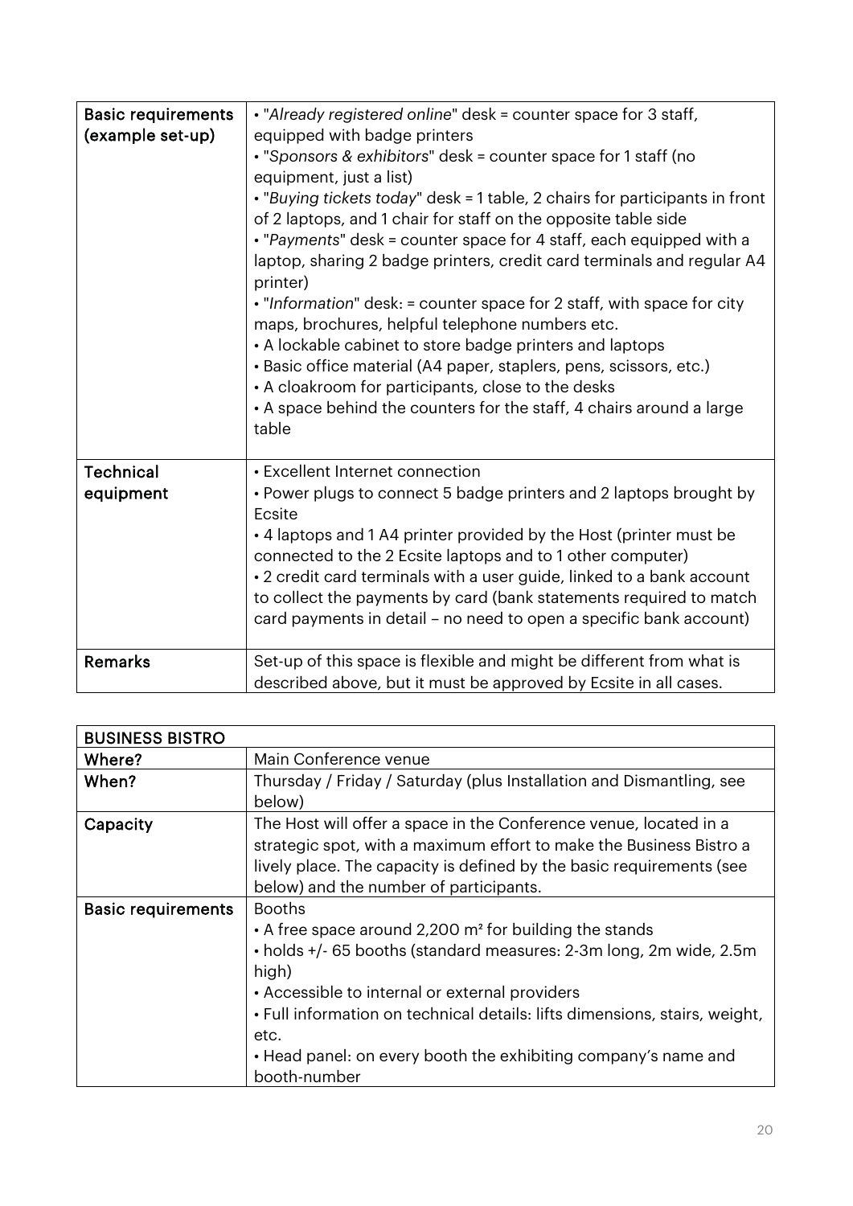| | |
|---|---|
| Basic requirements (example set-up) | • "*Already registered online*" desk = counter space for 3 staff, equipped with badge printers<br>• "*Sponsors & exhibitors*" desk = counter space for 1 staff (no equipment, just a list)<br>• "*Buying tickets today*" desk = 1 table, 2 chairs for participants in front of 2 laptops, and 1 chair for staff on the opposite table side<br>• "*Payments*" desk = counter space for 4 staff, each equipped with a laptop, sharing 2 badge printers, credit card terminals and regular A4 printer)<br>• "*Information*" desk: = counter space for 2 staff, with space for city maps, brochures, helpful telephone numbers etc.<br>• A lockable cabinet to store badge printers and laptops<br>• Basic office material (A4 paper, staplers, pens, scissors, etc.)<br>• A cloakroom for participants, close to the desks<br>• A space behind the counters for the staff, 4 chairs around a large table |
| Technical equipment | • Excellent Internet connection<br>• Power plugs to connect 5 badge printers and 2 laptops brought by Ecsite<br>• 4 laptops and 1 A4 printer provided by the Host (printer must be connected to the 2 Ecsite laptops and to 1 other computer)<br>• 2 credit card terminals with a user guide, linked to a bank account to collect the payments by card (bank statements required to match card payments in detail – no need to open a specific bank account) |
| Remarks | Set-up of this space is flexible and might be different from what is described above, but it must be approved by Ecsite in all cases. |

| BUSINESS BISTRO | |
|---|---|
| Where? | Main Conference venue |
| When? | Thursday / Friday / Saturday (plus Installation and Dismantling, see below) |
| Capacity | The Host will offer a space in the Conference venue, located in a strategic spot, with a maximum effort to make the Business Bistro a lively place. The capacity is defined by the basic requirements (see below) and the number of participants. |
| Basic requirements | Booths<br>• A free space around 2,200 m² for building the stands<br>• holds +/- 65 booths (standard measures: 2-3m long, 2m wide, 2.5m high)<br>• Accessible to internal or external providers<br>• Full information on technical details: lifts dimensions, stairs, weight, etc.<br>• Head panel: on every booth the exhibiting company's name and booth-number |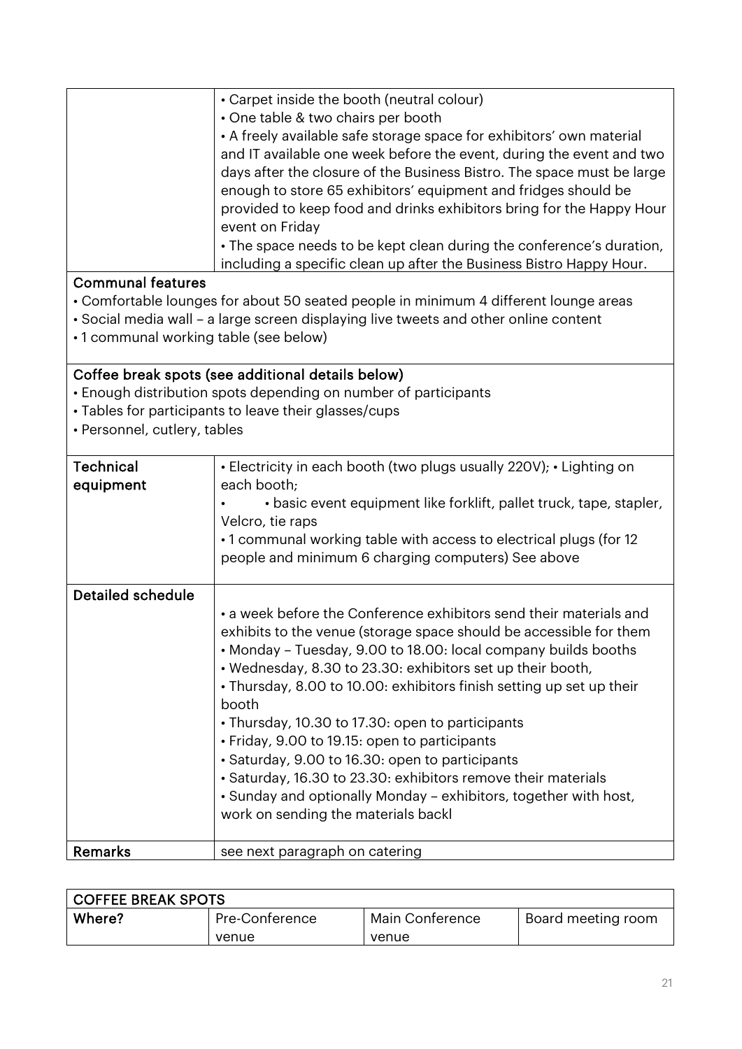| | |
|---|---|
| | • Carpet inside the booth (neutral colour)<br>• One table & two chairs per booth<br>• A freely available safe storage space for exhibitors' own material and IT available one week before the event, during the event and two days after the closure of the Business Bistro. The space must be large enough to store 65 exhibitors' equipment and fridges should be provided to keep food and drinks exhibitors bring for the Happy Hour event on Friday<br>• The space needs to be kept clean during the conference's duration, including a specific clean up after the Business Bistro Happy Hour. |
| **Communal features**<br>• Comfortable lounges for about 50 seated people in minimum 4 different lounge areas<br>• Social media wall – a large screen displaying live tweets and other online content<br>• 1 communal working table (see below) | |
| **Coffee break spots (see additional details below)**<br>• Enough distribution spots depending on number of participants<br>• Tables for participants to leave their glasses/cups<br>• Personnel, cutlery, tables | |
| **Technical equipment** | • Electricity in each booth (two plugs usually 220V); • Lighting on each booth;<br>• • basic event equipment like forklift, pallet truck, tape, stapler, Velcro, tie raps<br>• 1 communal working table with access to electrical plugs (for 12 people and minimum 6 charging computers) See above |
| **Detailed schedule** | • a week before the Conference exhibitors send their materials and exhibits to the venue (storage space should be accessible for them<br>• Monday – Tuesday, 9.00 to 18.00: local company builds booths<br>• Wednesday, 8.30 to 23.30: exhibitors set up their booth,<br>• Thursday, 8.00 to 10.00: exhibitors finish setting up set up their booth<br>• Thursday, 10.30 to 17.30: open to participants<br>• Friday, 9.00 to 19.15: open to participants<br>• Saturday, 9.00 to 16.30: open to participants<br>• Saturday, 16.30 to 23.30: exhibitors remove their materials<br>• Sunday and optionally Monday – exhibitors, together with host, work on sending the materials backl |
| **Remarks** | see next paragraph on catering |

| COFFEE BREAK SPOTS | | | |
|---|---|---|---|
| **Where?** | Pre-Conference venue | Main Conference venue | Board meeting room |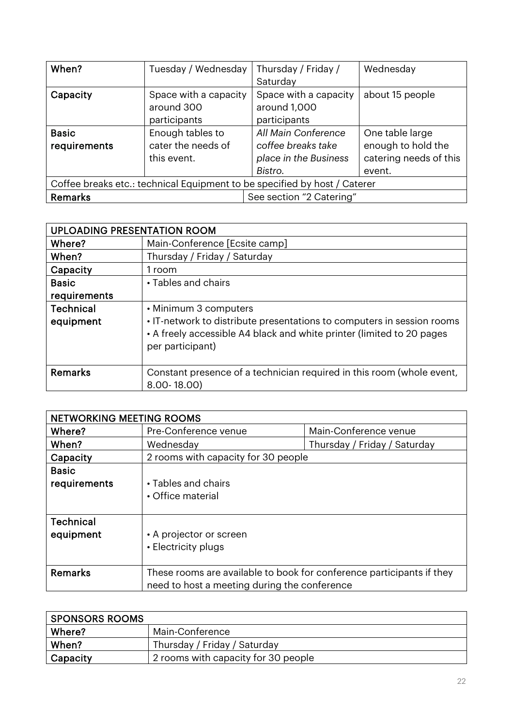| When? | Tuesday / Wednesday | Thursday / Friday / Saturday | Wednesday |
|---|---|---|---|
| **Capacity** | Space with a capacity around 300 participants | Space with a capacity around 1,000 participants | about 15 people |
| **Basic requirements** | Enough tables to cater the needs of this event. | *All Main Conference coffee breaks take place in the Business Bistro.* | One table large enough to hold the catering needs of this event. |
| Coffee breaks etc.: technical Equipment to be specified by host / Caterer | | | |
| **Remarks** | | See section "2 Catering" | |

| UPLOADING PRESENTATION ROOM | |
|---|---|
| **Where?** | Main-Conference [Ecsite camp] |
| **When?** | Thursday / Friday / Saturday |
| **Capacity** | 1 room |
| **Basic requirements** | • Tables and chairs |
| **Technical equipment** | • Minimum 3 computers<br>• IT-network to distribute presentations to computers in session rooms<br>• A freely accessible A4 black and white printer (limited to 20 pages per participant) |
| **Remarks** | Constant presence of a technician required in this room (whole event, 8.00- 18.00) |

| NETWORKING MEETING ROOMS | | |
|---|---|---|
| **Where?** | Pre-Conference venue | Main-Conference venue |
| **When?** | Wednesday | Thursday / Friday / Saturday |
| **Capacity** | 2 rooms with capacity for 30 people | |
| **Basic requirements** | • Tables and chairs<br>• Office material | |
| **Technical equipment** | • A projector or screen<br>• Electricity plugs | |
| **Remarks** | These rooms are available to book for conference participants if they need to host a meeting during the conference | |

| SPONSORS ROOMS | |
|---|---|
| **Where?** | Main-Conference |
| **When?** | Thursday / Friday / Saturday |
| **Capacity** | 2 rooms with capacity for 30 people |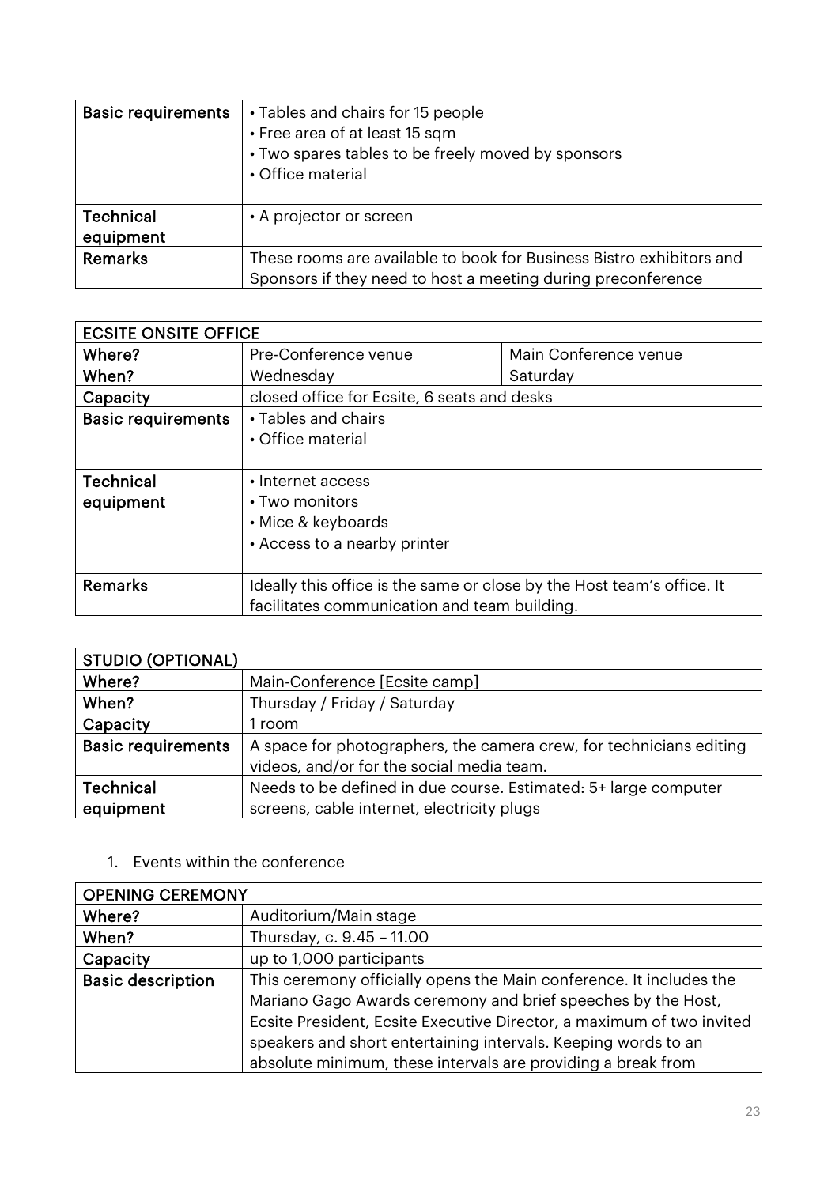| Basic requirements | • Tables and chairs for 15 people<br>• Free area of at least 15 sqm<br>• Two spares tables to be freely moved by sponsors<br>• Office material |
|---|---|
| Technical equipment | • A projector or screen |
| Remarks | These rooms are available to book for Business Bistro exhibitors and Sponsors if they need to host a meeting during preconference |

| ECSITE ONSITE OFFICE | | |
|---|---|---|
| Where? | Pre-Conference venue | Main Conference venue |
| When? | Wednesday | Saturday |
| Capacity | closed office for Ecsite, 6 seats and desks | |
| Basic requirements | • Tables and chairs<br>• Office material | |
| Technical equipment | • Internet access<br>• Two monitors<br>• Mice & keyboards<br>• Access to a nearby printer | |
| Remarks | Ideally this office is the same or close by the Host team's office. It facilitates communication and team building. | |

| STUDIO (OPTIONAL) | |
|---|---|
| Where? | Main-Conference [Ecsite camp] |
| When? | Thursday / Friday / Saturday |
| Capacity | 1 room |
| Basic requirements | A space for photographers, the camera crew, for technicians editing videos, and/or for the social media team. |
| Technical equipment | Needs to be defined in due course. Estimated: 5+ large computer screens, cable internet, electricity plugs |

1. Events within the conference

| OPENING CEREMONY | |
|---|---|
| Where? | Auditorium/Main stage |
| When? | Thursday, c. 9.45 – 11.00 |
| Capacity | up to 1,000 participants |
| Basic description | This ceremony officially opens the Main conference. It includes the Mariano Gago Awards ceremony and brief speeches by the Host, Ecsite President, Ecsite Executive Director, a maximum of two invited speakers and short entertaining intervals. Keeping words to an absolute minimum, these intervals are providing a break from |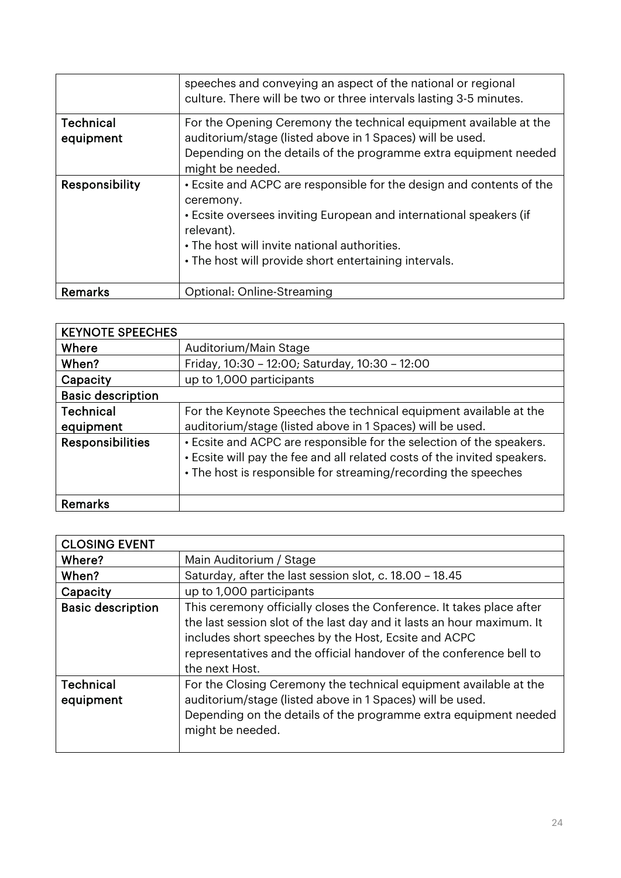| | |
|---|---|
| | speeches and conveying an aspect of the national or regional culture. There will be two or three intervals lasting 3-5 minutes. |
| **Technical equipment** | For the Opening Ceremony the technical equipment available at the auditorium/stage (listed above in 1 Spaces) will be used. Depending on the details of the programme extra equipment needed might be needed. |
| **Responsibility** | • Ecsite and ACPC are responsible for the design and contents of the ceremony.<br>• Ecsite oversees inviting European and international speakers (if relevant).<br>• The host will invite national authorities.<br>• The host will provide short entertaining intervals. |
| **Remarks** | Optional: Online-Streaming |

| KEYNOTE SPEECHES | |
|---|---|
| **Where** | Auditorium/Main Stage |
| **When?** | Friday, 10:30 – 12:00; Saturday, 10:30 – 12:00 |
| **Capacity** | up to 1,000 participants |
| **Basic description** | |
| **Technical equipment** | For the Keynote Speeches the technical equipment available at the auditorium/stage (listed above in 1 Spaces) will be used. |
| **Responsibilities** | • Ecsite and ACPC are responsible for the selection of the speakers.<br>• Ecsite will pay the fee and all related costs of the invited speakers.<br>• The host is responsible for streaming/recording the speeches |
| **Remarks** | |

| CLOSING EVENT | |
|---|---|
| **Where?** | Main Auditorium / Stage |
| **When?** | Saturday, after the last session slot, c. 18.00 – 18.45 |
| **Capacity** | up to 1,000 participants |
| **Basic description** | This ceremony officially closes the Conference. It takes place after the last session slot of the last day and it lasts an hour maximum. It includes short speeches by the Host, Ecsite and ACPC representatives and the official handover of the conference bell to the next Host. |
| **Technical equipment** | For the Closing Ceremony the technical equipment available at the auditorium/stage (listed above in 1 Spaces) will be used. Depending on the details of the programme extra equipment needed might be needed. |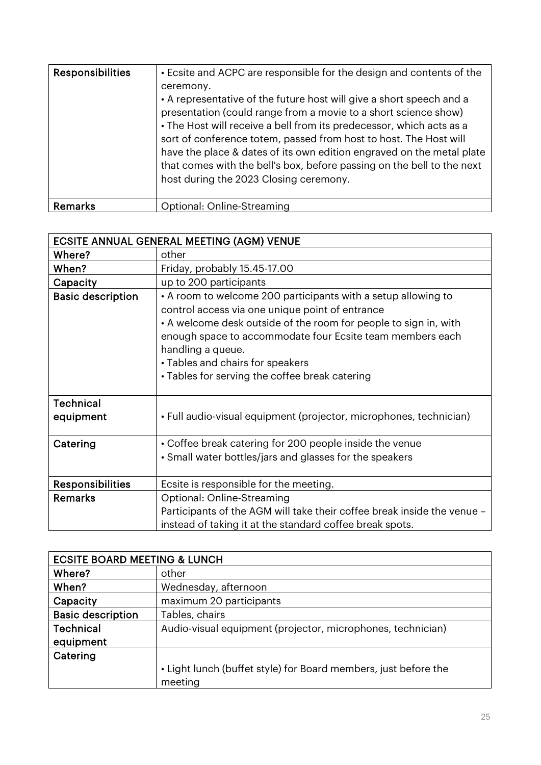| Responsibilities | • Ecsite and ACPC are responsible for the design and contents of the ceremony.<br>• A representative of the future host will give a short speech and a presentation (could range from a movie to a short science show)<br>• The Host will receive a bell from its predecessor, which acts as a sort of conference totem, passed from host to host. The Host will have the place & dates of its own edition engraved on the metal plate that comes with the bell's box, before passing on the bell to the next host during the 2023 Closing ceremony. |
|---|---|
| Remarks | Optional: Online-Streaming |

| ECSITE ANNUAL GENERAL MEETING (AGM) VENUE | |
|---|---|
| Where? | other |
| When? | Friday, probably 15.45-17.00 |
| Capacity | up to 200 participants |
| Basic description | • A room to welcome 200 participants with a setup allowing to control access via one unique point of entrance<br>• A welcome desk outside of the room for people to sign in, with enough space to accommodate four Ecsite team members each handling a queue.<br>• Tables and chairs for speakers<br>• Tables for serving the coffee break catering |
| Technical equipment | • Full audio-visual equipment (projector, microphones, technician) |
| Catering | • Coffee break catering for 200 people inside the venue<br>• Small water bottles/jars and glasses for the speakers |
| Responsibilities | Ecsite is responsible for the meeting. |
| Remarks | Optional: Online-Streaming<br>Participants of the AGM will take their coffee break inside the venue – instead of taking it at the standard coffee break spots. |

| ECSITE BOARD MEETING & LUNCH | |
|---|---|
| Where? | other |
| When? | Wednesday, afternoon |
| Capacity | maximum 20 participants |
| Basic description | Tables, chairs |
| Technical equipment | Audio-visual equipment (projector, microphones, technician) |
| Catering | • Light lunch (buffet style) for Board members, just before the meeting |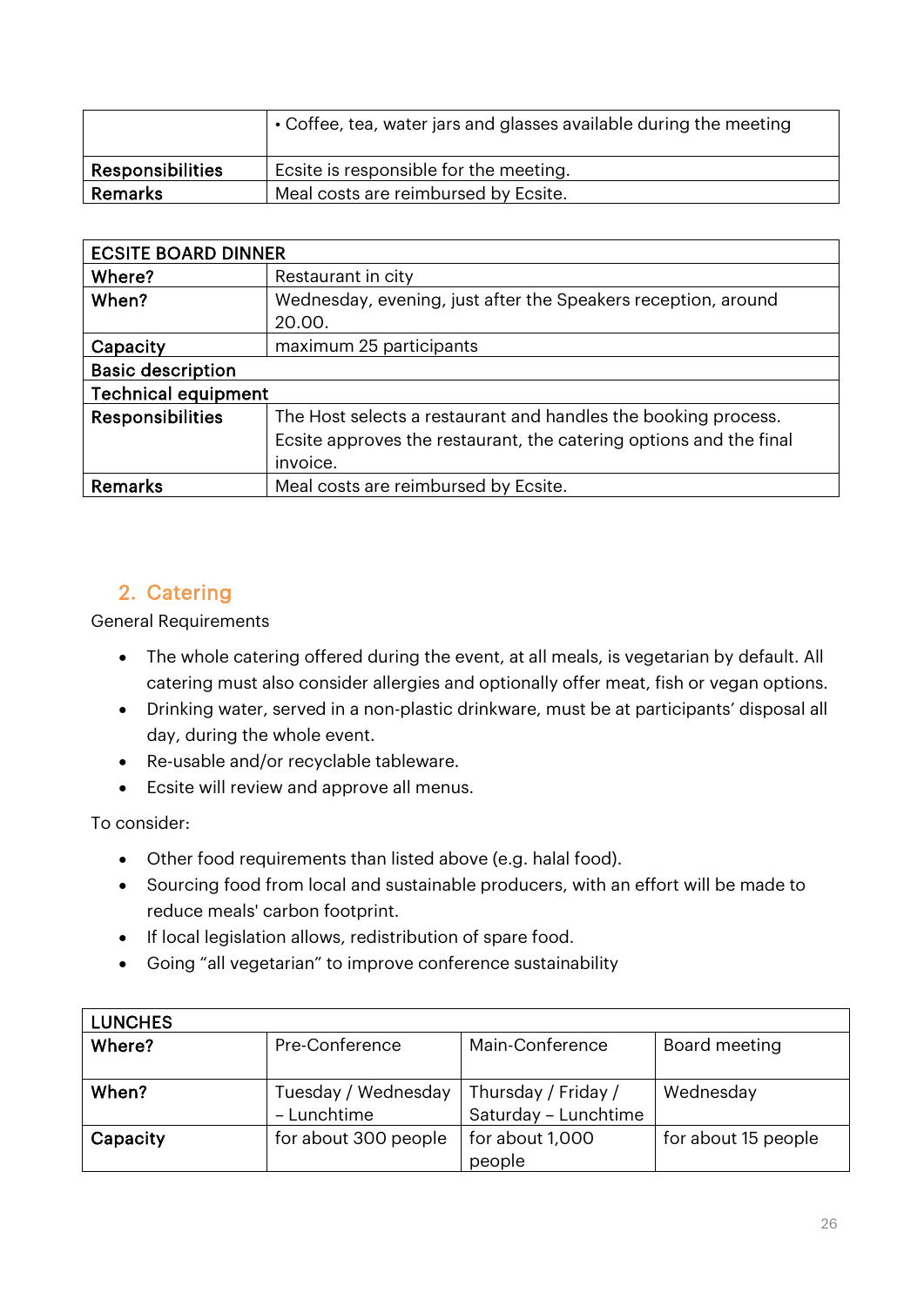|  | • Coffee, tea, water jars and glasses available during the meeting |
|---|---|
| **Responsibilities** | Ecsite is responsible for the meeting. |
| **Remarks** | Meal costs are reimbursed by Ecsite. |

| ECSITE BOARD DINNER | |
|---|---|
| **Where?** | Restaurant in city |
| **When?** | Wednesday, evening, just after the Speakers reception, around 20.00. |
| **Capacity** | maximum 25 participants |
| **Basic description** | |
| **Technical equipment** | |
| **Responsibilities** | The Host selects a restaurant and handles the booking process. Ecsite approves the restaurant, the catering options and the final invoice. |
| **Remarks** | Meal costs are reimbursed by Ecsite. |

## 2. Catering

General Requirements

- The whole catering offered during the event, at all meals, is vegetarian by default. All catering must also consider allergies and optionally offer meat, fish or vegan options.
- Drinking water, served in a non-plastic drinkware, must be at participants' disposal all day, during the whole event.
- Re-usable and/or recyclable tableware.
- Ecsite will review and approve all menus.

To consider:

- Other food requirements than listed above (e.g. halal food).
- Sourcing food from local and sustainable producers, with an effort will be made to reduce meals' carbon footprint.
- If local legislation allows, redistribution of spare food.
- Going "all vegetarian" to improve conference sustainability

| LUNCHES | | | |
|---|---|---|---|
| **Where?** | Pre-Conference | Main-Conference | Board meeting |
| **When?** | Tuesday / Wednesday – Lunchtime | Thursday / Friday / Saturday – Lunchtime | Wednesday |
| **Capacity** | for about 300 people | for about 1,000 people | for about 15 people |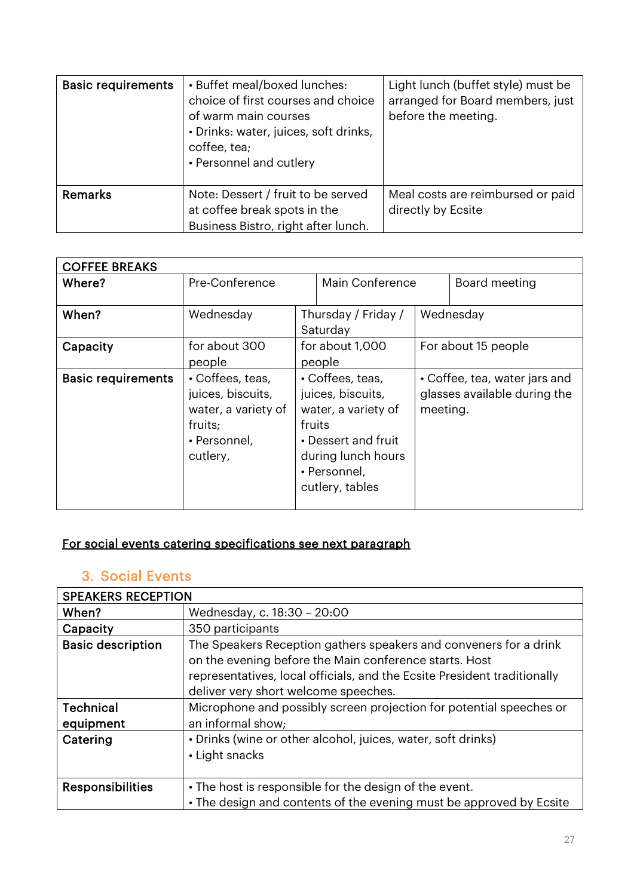| Basic requirements | • Buffet meal/boxed lunches: choice of first courses and choice of warm main courses<br>• Drinks: water, juices, soft drinks, coffee, tea;<br>• Personnel and cutlery | Light lunch (buffet style) must be arranged for Board members, just before the meeting. |
|---|---|---|
| Remarks | Note: Dessert / fruit to be served at coffee break spots in the Business Bistro, right after lunch. | Meal costs are reimbursed or paid directly by Ecsite |

| COFFEE BREAKS | | | |
|---|---|---|---|
| Where? | Pre-Conference | Main Conference | Board meeting |
| When? | Wednesday | Thursday / Friday / Saturday | Wednesday |
| Capacity | for about 300 people | for about 1,000 people | For about 15 people |
| Basic requirements | • Coffees, teas, juices, biscuits, water, a variety of fruits;<br>• Personnel, cutlery, | • Coffees, teas, juices, biscuits, water, a variety of fruits<br>• Dessert and fruit during lunch hours<br>• Personnel, cutlery, tables | • Coffee, tea, water jars and glasses available during the meeting. |

<u>For social events catering specifications see next paragraph</u>

## 3. Social Events

| SPEAKERS RECEPTION | |
|---|---|
| When? | Wednesday, c. 18:30 – 20:00 |
| Capacity | 350 participants |
| Basic description | The Speakers Reception gathers speakers and conveners for a drink on the evening before the Main conference starts. Host representatives, local officials, and the Ecsite President traditionally deliver very short welcome speeches. |
| Technical equipment | Microphone and possibly screen projection for potential speeches or an informal show; |
| Catering | • Drinks (wine or other alcohol, juices, water, soft drinks)<br>• Light snacks |
| Responsibilities | • The host is responsible for the design of the event.<br>• The design and contents of the evening must be approved by Ecsite |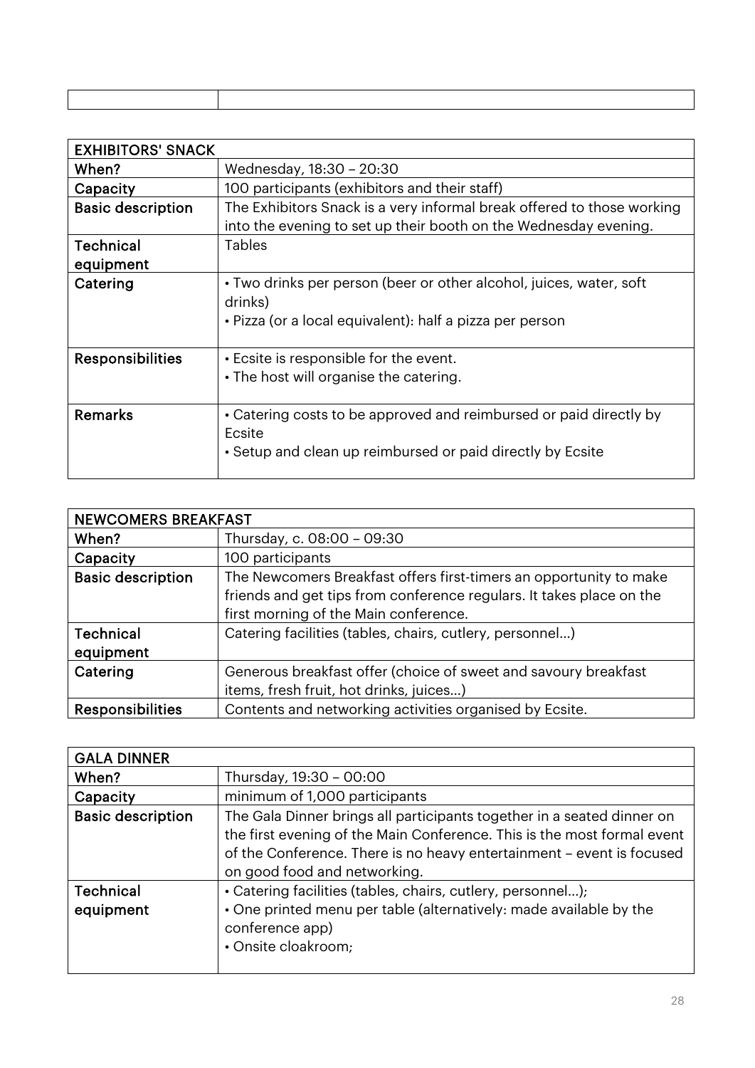| | |
|---|---|

| EXHIBITORS' SNACK | |
|---|---|
| When? | Wednesday, 18:30 – 20:30 |
| Capacity | 100 participants (exhibitors and their staff) |
| Basic description | The Exhibitors Snack is a very informal break offered to those working into the evening to set up their booth on the Wednesday evening. |
| Technical equipment | Tables |
| Catering | • Two drinks per person (beer or other alcohol, juices, water, soft drinks)<br>• Pizza (or a local equivalent): half a pizza per person |
| Responsibilities | • Ecsite is responsible for the event.<br>• The host will organise the catering. |
| Remarks | • Catering costs to be approved and reimbursed or paid directly by Ecsite<br>• Setup and clean up reimbursed or paid directly by Ecsite |

| NEWCOMERS BREAKFAST | |
|---|---|
| When? | Thursday, c. 08:00 – 09:30 |
| Capacity | 100 participants |
| Basic description | The Newcomers Breakfast offers first-timers an opportunity to make friends and get tips from conference regulars. It takes place on the first morning of the Main conference. |
| Technical equipment | Catering facilities (tables, chairs, cutlery, personnel…) |
| Catering | Generous breakfast offer (choice of sweet and savoury breakfast items, fresh fruit, hot drinks, juices…) |
| Responsibilities | Contents and networking activities organised by Ecsite. |

| GALA DINNER | |
|---|---|
| When? | Thursday, 19:30 – 00:00 |
| Capacity | minimum of 1,000 participants |
| Basic description | The Gala Dinner brings all participants together in a seated dinner on the first evening of the Main Conference. This is the most formal event of the Conference. There is no heavy entertainment – event is focused on good food and networking. |
| Technical equipment | • Catering facilities (tables, chairs, cutlery, personnel…);<br>• One printed menu per table (alternatively: made available by the conference app)<br>• Onsite cloakroom; |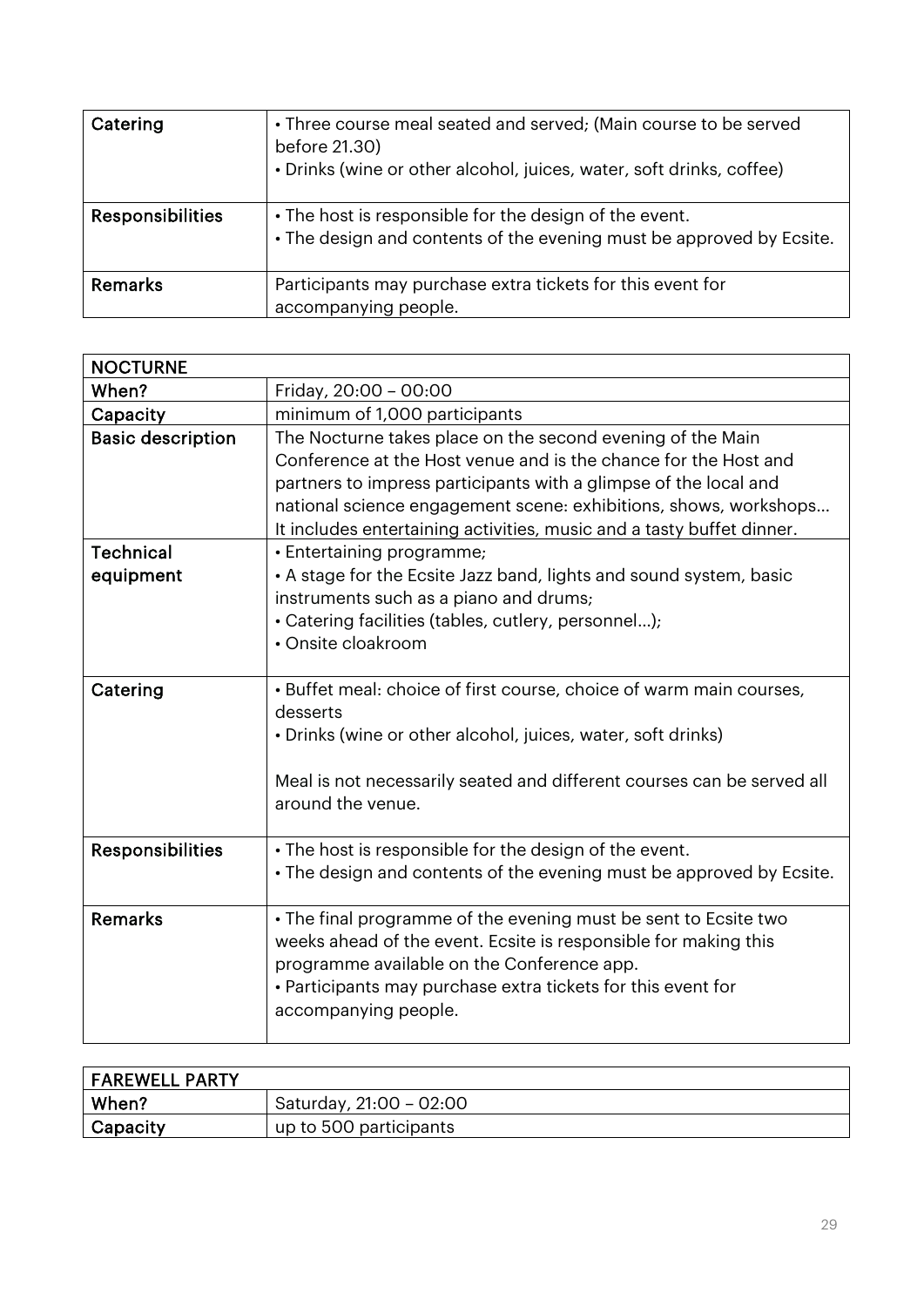| Catering | • Three course meal seated and served; (Main course to be served before 21.30)<br>• Drinks (wine or other alcohol, juices, water, soft drinks, coffee) |
|---|---|
| Responsibilities | • The host is responsible for the design of the event.<br>• The design and contents of the evening must be approved by Ecsite. |
| Remarks | Participants may purchase extra tickets for this event for accompanying people. |

| NOCTURNE | |
|---|---|
| When? | Friday, 20:00 – 00:00 |
| Capacity | minimum of 1,000 participants |
| Basic description | The Nocturne takes place on the second evening of the Main Conference at the Host venue and is the chance for the Host and partners to impress participants with a glimpse of the local and national science engagement scene: exhibitions, shows, workshops… It includes entertaining activities, music and a tasty buffet dinner. |
| Technical equipment | • Entertaining programme;<br>• A stage for the Ecsite Jazz band, lights and sound system, basic instruments such as a piano and drums;<br>• Catering facilities (tables, cutlery, personnel…);<br>• Onsite cloakroom |
| Catering | • Buffet meal: choice of first course, choice of warm main courses, desserts<br>• Drinks (wine or other alcohol, juices, water, soft drinks)<br><br>Meal is not necessarily seated and different courses can be served all around the venue. |
| Responsibilities | • The host is responsible for the design of the event.<br>• The design and contents of the evening must be approved by Ecsite. |
| Remarks | • The final programme of the evening must be sent to Ecsite two weeks ahead of the event. Ecsite is responsible for making this programme available on the Conference app.<br>• Participants may purchase extra tickets for this event for accompanying people. |

| FAREWELL PARTY | |
|---|---|
| When? | Saturday, 21:00 – 02:00 |
| Capacity | up to 500 participants |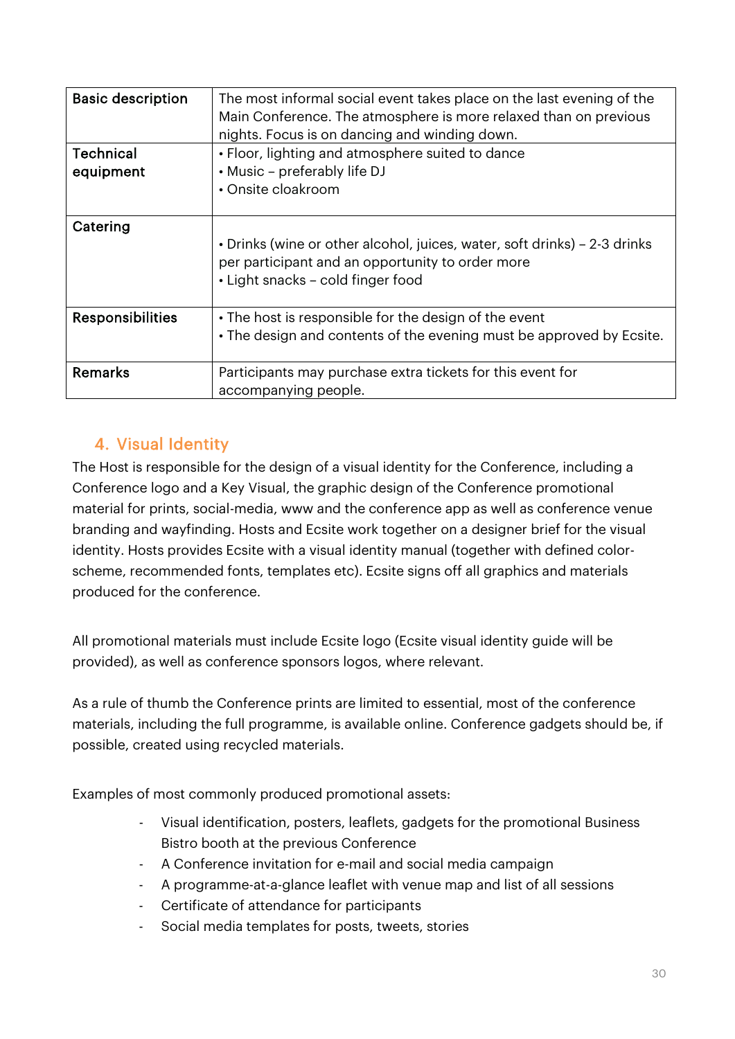| Basic description | The most informal social event takes place on the last evening of the Main Conference. The atmosphere is more relaxed than on previous nights. Focus is on dancing and winding down. |
|---|---|
| Technical equipment | • Floor, lighting and atmosphere suited to dance<br>• Music – preferably life DJ<br>• Onsite cloakroom |
| Catering | • Drinks (wine or other alcohol, juices, water, soft drinks) – 2-3 drinks per participant and an opportunity to order more<br>• Light snacks – cold finger food |
| Responsibilities | • The host is responsible for the design of the event<br>• The design and contents of the evening must be approved by Ecsite. |
| Remarks | Participants may purchase extra tickets for this event for accompanying people. |

## 4. Visual Identity

The Host is responsible for the design of a visual identity for the Conference, including a Conference logo and a Key Visual, the graphic design of the Conference promotional material for prints, social-media, www and the conference app as well as conference venue branding and wayfinding. Hosts and Ecsite work together on a designer brief for the visual identity. Hosts provides Ecsite with a visual identity manual (together with defined color-scheme, recommended fonts, templates etc). Ecsite signs off all graphics and materials produced for the conference.

All promotional materials must include Ecsite logo (Ecsite visual identity guide will be provided), as well as conference sponsors logos, where relevant.

As a rule of thumb the Conference prints are limited to essential, most of the conference materials, including the full programme, is available online. Conference gadgets should be, if possible, created using recycled materials.

Examples of most commonly produced promotional assets:

- Visual identification, posters, leaflets, gadgets for the promotional Business Bistro booth at the previous Conference
- A Conference invitation for e-mail and social media campaign
- A programme-at-a-glance leaflet with venue map and list of all sessions
- Certificate of attendance for participants
- Social media templates for posts, tweets, stories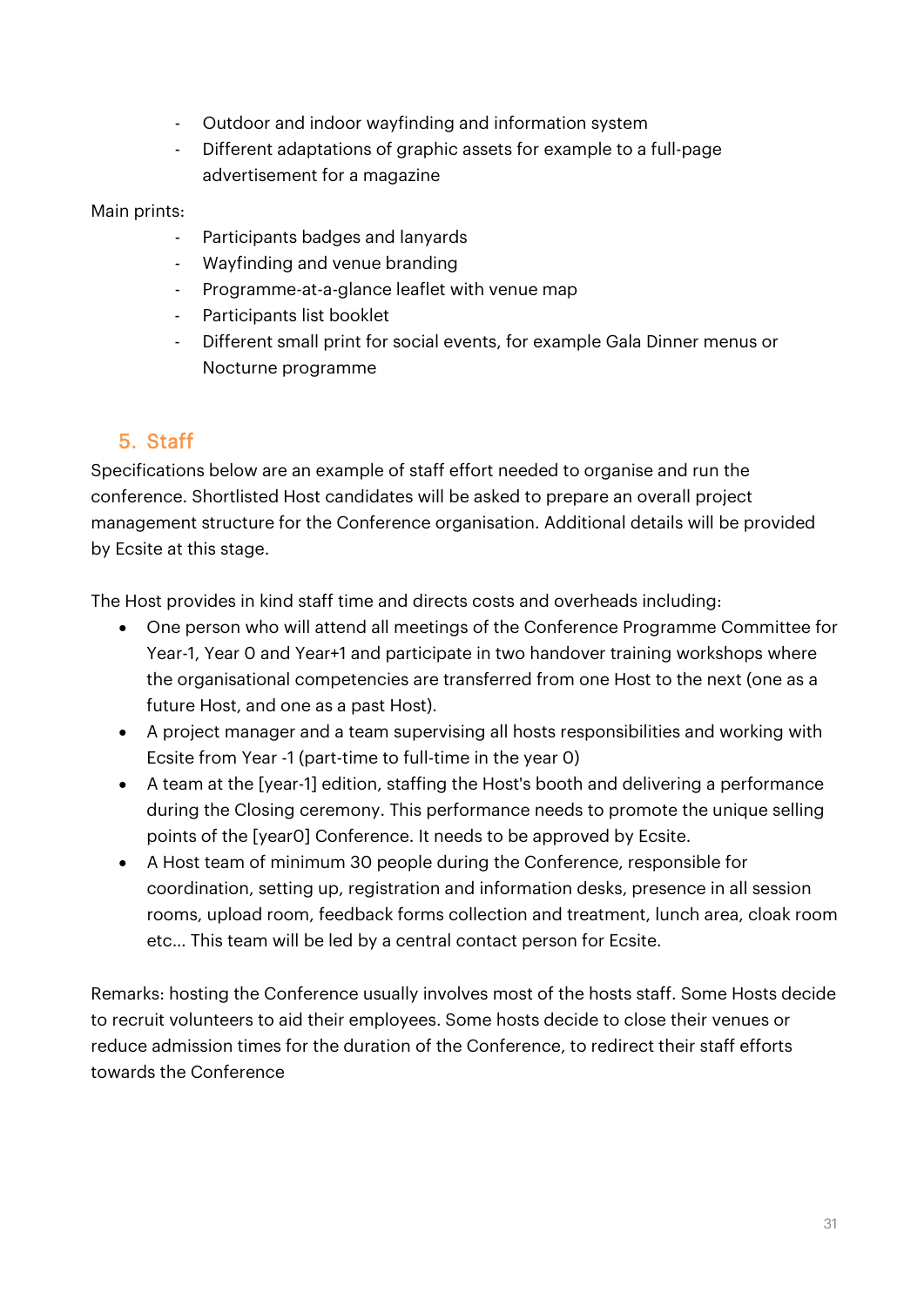- Outdoor and indoor wayfinding and information system
- Different adaptations of graphic assets for example to a full-page advertisement for a magazine

Main prints:

- Participants badges and lanyards
- Wayfinding and venue branding
- Programme-at-a-glance leaflet with venue map
- Participants list booklet
- Different small print for social events, for example Gala Dinner menus or Nocturne programme

## 5. Staff

Specifications below are an example of staff effort needed to organise and run the conference. Shortlisted Host candidates will be asked to prepare an overall project management structure for the Conference organisation. Additional details will be provided by Ecsite at this stage.

The Host provides in kind staff time and directs costs and overheads including:

- One person who will attend all meetings of the Conference Programme Committee for Year-1, Year 0 and Year+1 and participate in two handover training workshops where the organisational competencies are transferred from one Host to the next (one as a future Host, and one as a past Host).
- A project manager and a team supervising all hosts responsibilities and working with Ecsite from Year -1 (part-time to full-time in the year 0)
- A team at the [year-1] edition, staffing the Host's booth and delivering a performance during the Closing ceremony. This performance needs to promote the unique selling points of the [year0] Conference. It needs to be approved by Ecsite.
- A Host team of minimum 30 people during the Conference, responsible for coordination, setting up, registration and information desks, presence in all session rooms, upload room, feedback forms collection and treatment, lunch area, cloak room etc... This team will be led by a central contact person for Ecsite.

Remarks: hosting the Conference usually involves most of the hosts staff. Some Hosts decide to recruit volunteers to aid their employees. Some hosts decide to close their venues or reduce admission times for the duration of the Conference, to redirect their staff efforts towards the Conference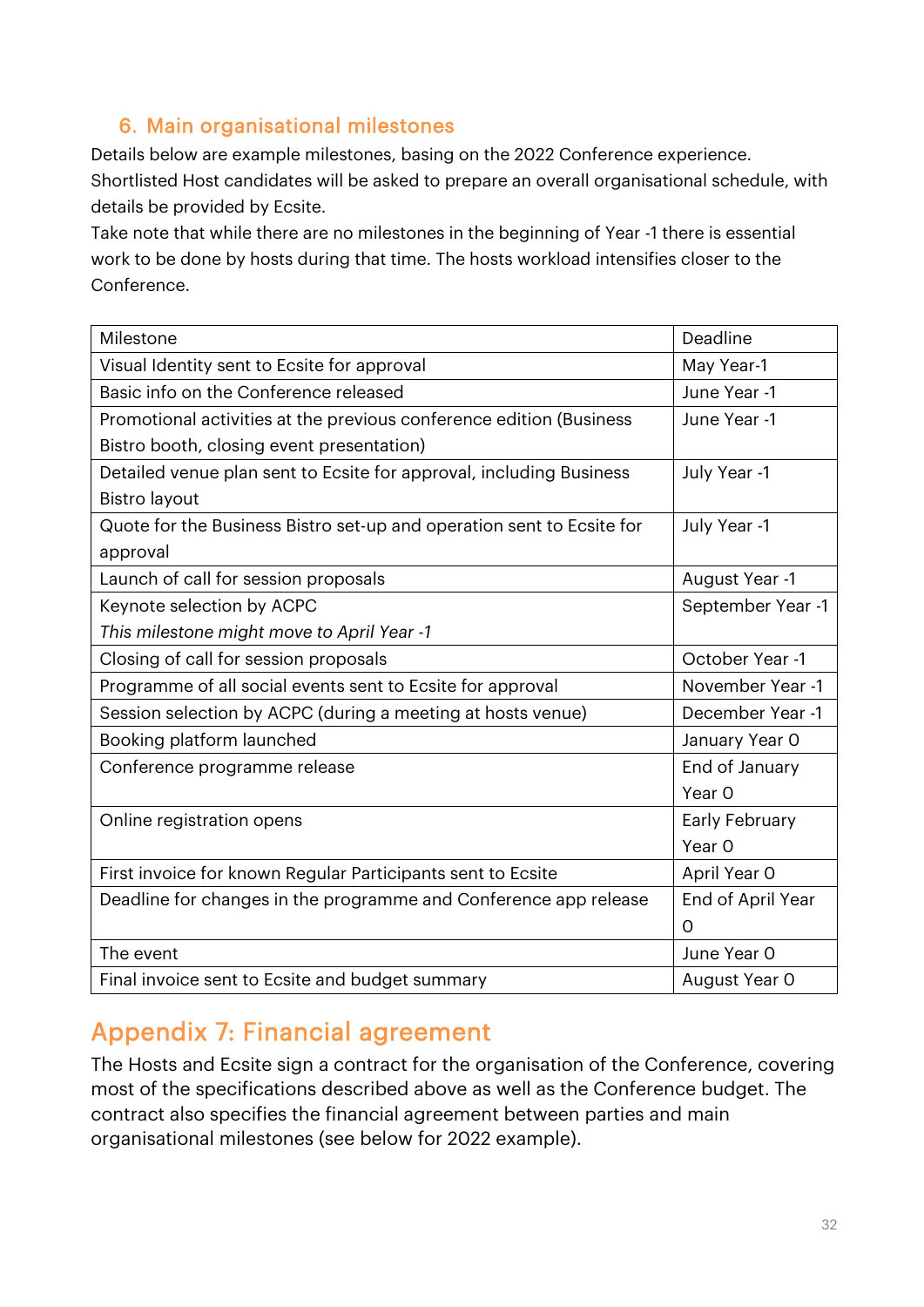## 6. Main organisational milestones

Details below are example milestones, basing on the 2022 Conference experience. Shortlisted Host candidates will be asked to prepare an overall organisational schedule, with details be provided by Ecsite.

Take note that while there are no milestones in the beginning of Year -1 there is essential work to be done by hosts during that time. The hosts workload intensifies closer to the Conference.

| Milestone | Deadline |
|---|---|
| Visual Identity sent to Ecsite for approval | May Year-1 |
| Basic info on the Conference released | June Year -1 |
| Promotional activities at the previous conference edition (Business Bistro booth, closing event presentation) | June Year -1 |
| Detailed venue plan sent to Ecsite for approval, including Business Bistro layout | July Year -1 |
| Quote for the Business Bistro set-up and operation sent to Ecsite for approval | July Year -1 |
| Launch of call for session proposals | August Year -1 |
| Keynote selection by ACPC<br>*This milestone might move to April Year -1* | September Year -1 |
| Closing of call for session proposals | October Year -1 |
| Programme of all social events sent to Ecsite for approval | November Year -1 |
| Session selection by ACPC (during a meeting at hosts venue) | December Year -1 |
| Booking platform launched | January Year 0 |
| Conference programme release | End of January Year 0 |
| Online registration opens | Early February Year 0 |
| First invoice for known Regular Participants sent to Ecsite | April Year 0 |
| Deadline for changes in the programme and Conference app release | End of April Year 0 |
| The event | June Year 0 |
| Final invoice sent to Ecsite and budget summary | August Year 0 |

# Appendix 7: Financial agreement

The Hosts and Ecsite sign a contract for the organisation of the Conference, covering most of the specifications described above as well as the Conference budget. The contract also specifies the financial agreement between parties and main organisational milestones (see below for 2022 example).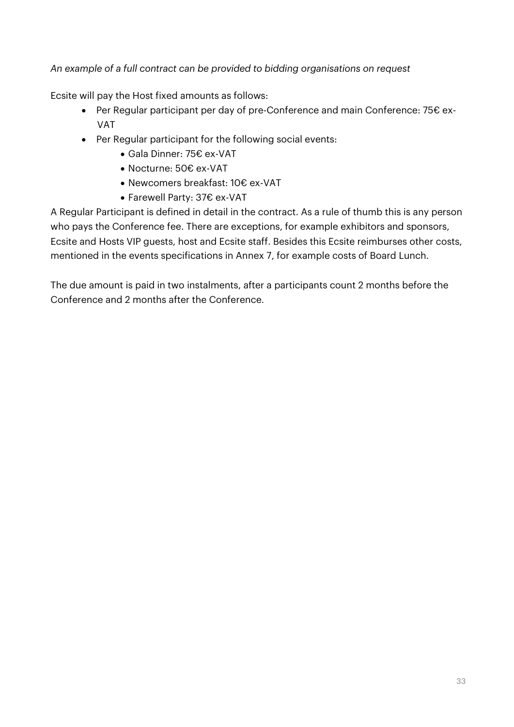*An example of a full contract can be provided to bidding organisations on request*

Ecsite will pay the Host fixed amounts as follows:

- Per Regular participant per day of pre-Conference and main Conference: 75€ ex-VAT
- Per Regular participant for the following social events:
  - Gala Dinner: 75€ ex-VAT
  - Nocturne: 50€ ex-VAT
  - Newcomers breakfast: 10€ ex-VAT
  - Farewell Party: 37€ ex-VAT

A Regular Participant is defined in detail in the contract. As a rule of thumb this is any person who pays the Conference fee. There are exceptions, for example exhibitors and sponsors, Ecsite and Hosts VIP guests, host and Ecsite staff. Besides this Ecsite reimburses other costs, mentioned in the events specifications in Annex 7, for example costs of Board Lunch.

The due amount is paid in two instalments, after a participants count 2 months before the Conference and 2 months after the Conference.